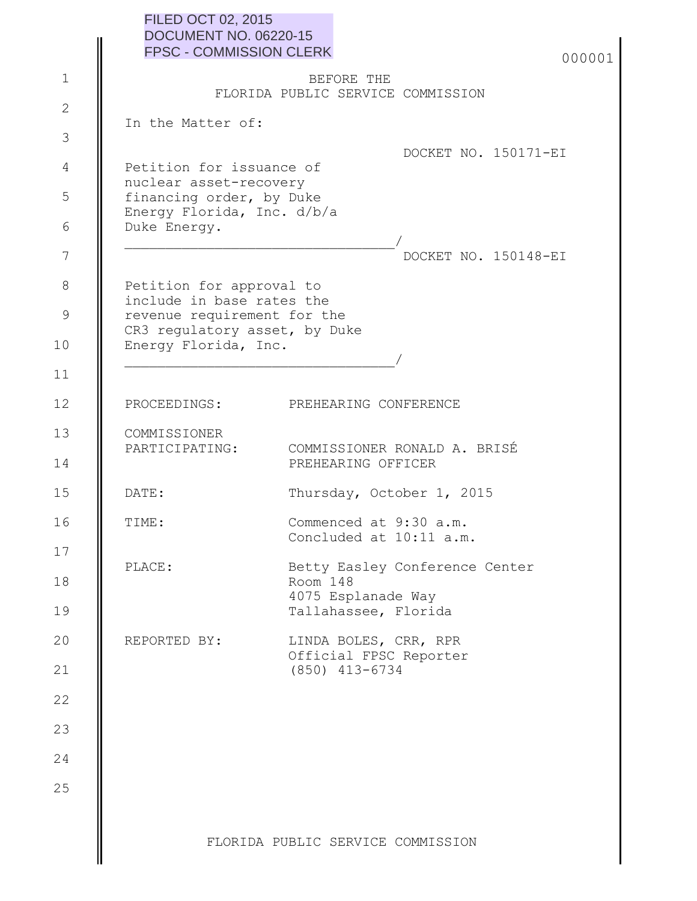FILED OCT 02, 2015
DOCUMENT NO. 06220-15
FPSC - COMMISSION CLERK

BEFORE THE
FLORIDA PUBLIC SERVICE COMMISSION

In the Matter of:

DOCKET NO. 150171-EI

Petition for issuance of nuclear asset-recovery financing order, by Duke Energy Florida, Inc. d/b/a Duke Energy.
_______________________________/

DOCKET NO. 150148-EI

Petition for approval to include in base rates the revenue requirement for the CR3 regulatory asset, by Duke Energy Florida, Inc.
_______________________________/

PROCEEDINGS: PREHEARING CONFERENCE

COMMISSIONER PARTICIPATING: COMMISSIONER RONALD A. BRISÉ, PREHEARING OFFICER

DATE: Thursday, October 1, 2015

TIME: Commenced at 9:30 a.m.
Concluded at 10:11 a.m.

PLACE: Betty Easley Conference Center
Room 148
4075 Esplanade Way
Tallahassee, Florida

REPORTED BY: LINDA BOLES, CRR, RPR
Official FPSC Reporter
(850) 413-6734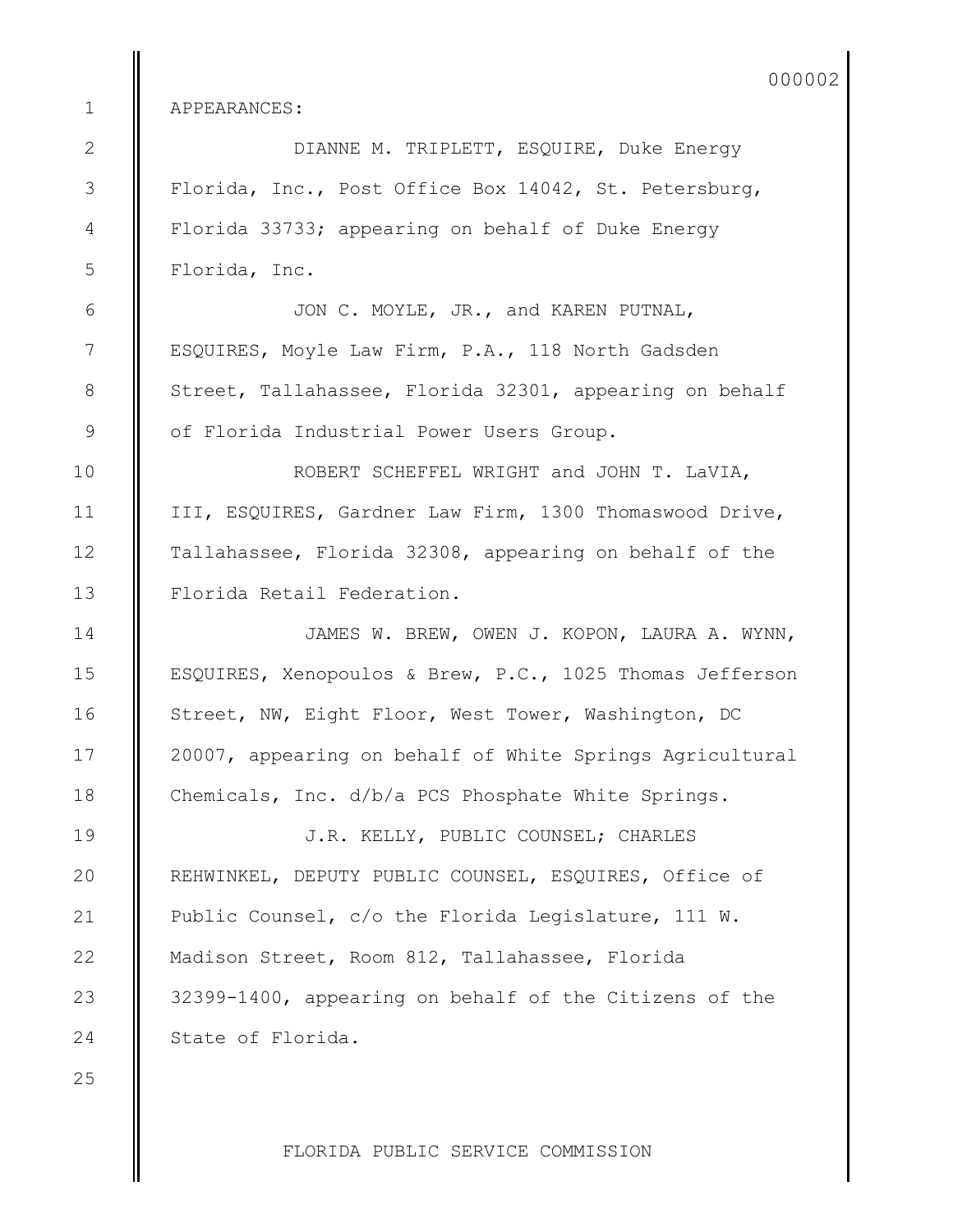APPEARANCES:

DIANNE M. TRIPLETT, ESQUIRE, Duke Energy Florida, Inc., Post Office Box 14042, St. Petersburg, Florida 33733; appearing on behalf of Duke Energy Florida, Inc.

JON C. MOYLE, JR., and KAREN PUTNAL, ESQUIRES, Moyle Law Firm, P.A., 118 North Gadsden Street, Tallahassee, Florida 32301, appearing on behalf of Florida Industrial Power Users Group.

ROBERT SCHEFFEL WRIGHT and JOHN T. LaVIA, III, ESQUIRES, Gardner Law Firm, 1300 Thomaswood Drive, Tallahassee, Florida 32308, appearing on behalf of the Florida Retail Federation.

JAMES W. BREW, OWEN J. KOPON, LAURA A. WYNN, ESQUIRES, Xenopoulos & Brew, P.C., 1025 Thomas Jefferson Street, NW, Eight Floor, West Tower, Washington, DC 20007, appearing on behalf of White Springs Agricultural Chemicals, Inc. d/b/a PCS Phosphate White Springs.

J.R. KELLY, PUBLIC COUNSEL; CHARLES REHWINKEL, DEPUTY PUBLIC COUNSEL, ESQUIRES, Office of Public Counsel, c/o the Florida Legislature, 111 W. Madison Street, Room 812, Tallahassee, Florida 32399-1400, appearing on behalf of the Citizens of the State of Florida.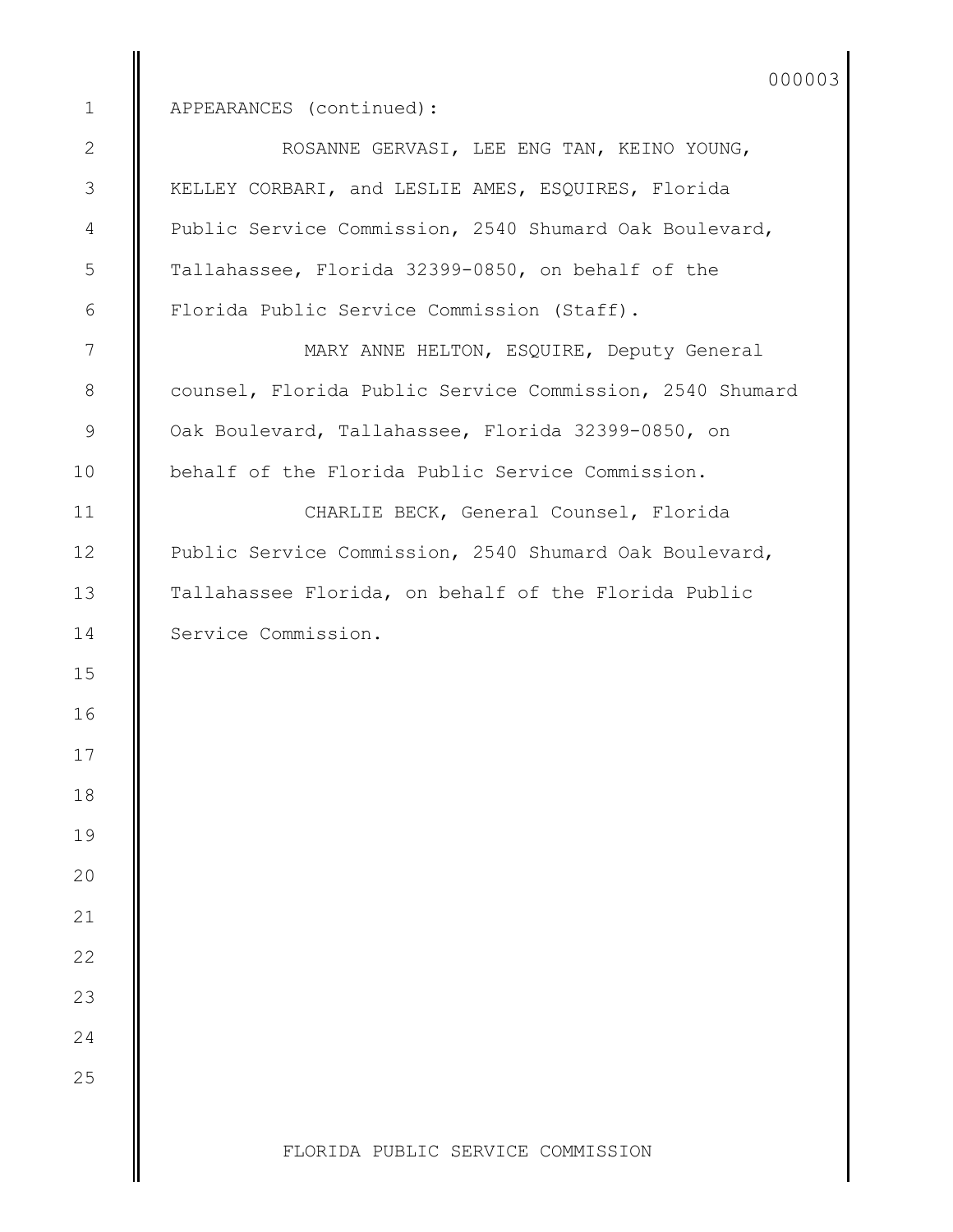APPEARANCES (continued):

ROSANNE GERVASI, LEE ENG TAN, KEINO YOUNG, KELLEY CORBARI, and LESLIE AMES, ESQUIRES, Florida Public Service Commission, 2540 Shumard Oak Boulevard, Tallahassee, Florida 32399-0850, on behalf of the Florida Public Service Commission (Staff).

MARY ANNE HELTON, ESQUIRE, Deputy General counsel, Florida Public Service Commission, 2540 Shumard Oak Boulevard, Tallahassee, Florida 32399-0850, on behalf of the Florida Public Service Commission.

CHARLIE BECK, General Counsel, Florida Public Service Commission, 2540 Shumard Oak Boulevard, Tallahassee Florida, on behalf of the Florida Public Service Commission.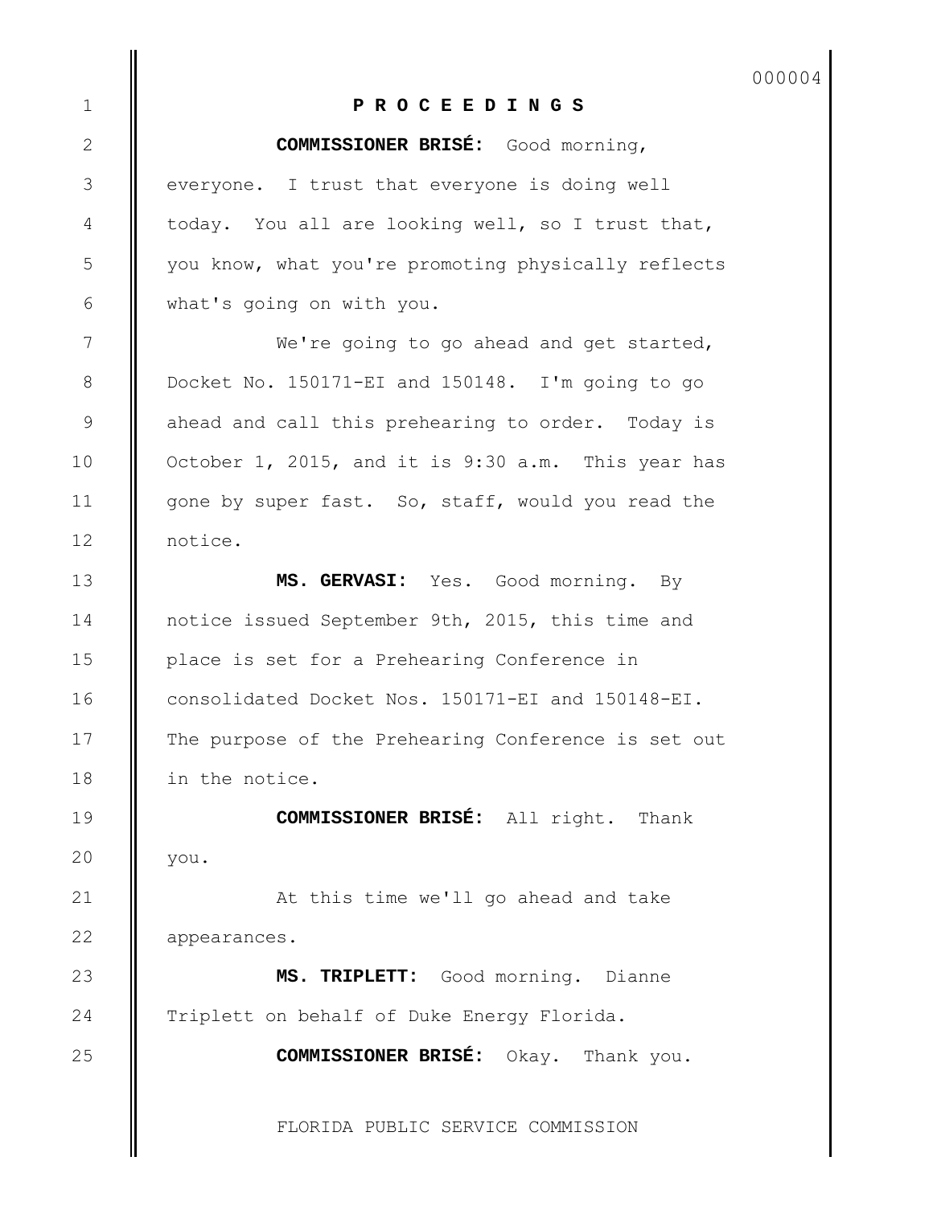**P R O C E E D I N G S**

**COMMISSIONER BRISÉ:** Good morning, everyone. I trust that everyone is doing well today. You all are looking well, so I trust that, you know, what you're promoting physically reflects what's going on with you.

We're going to go ahead and get started, Docket No. 150171-EI and 150148. I'm going to go ahead and call this prehearing to order. Today is October 1, 2015, and it is 9:30 a.m. This year has gone by super fast. So, staff, would you read the notice.

**MS. GERVASI:** Yes. Good morning. By notice issued September 9th, 2015, this time and place is set for a Prehearing Conference in consolidated Docket Nos. 150171-EI and 150148-EI. The purpose of the Prehearing Conference is set out in the notice.

**COMMISSIONER BRISÉ:** All right. Thank you.

At this time we'll go ahead and take appearances.

**MS. TRIPLETT:** Good morning. Dianne Triplett on behalf of Duke Energy Florida.

**COMMISSIONER BRISÉ:** Okay. Thank you.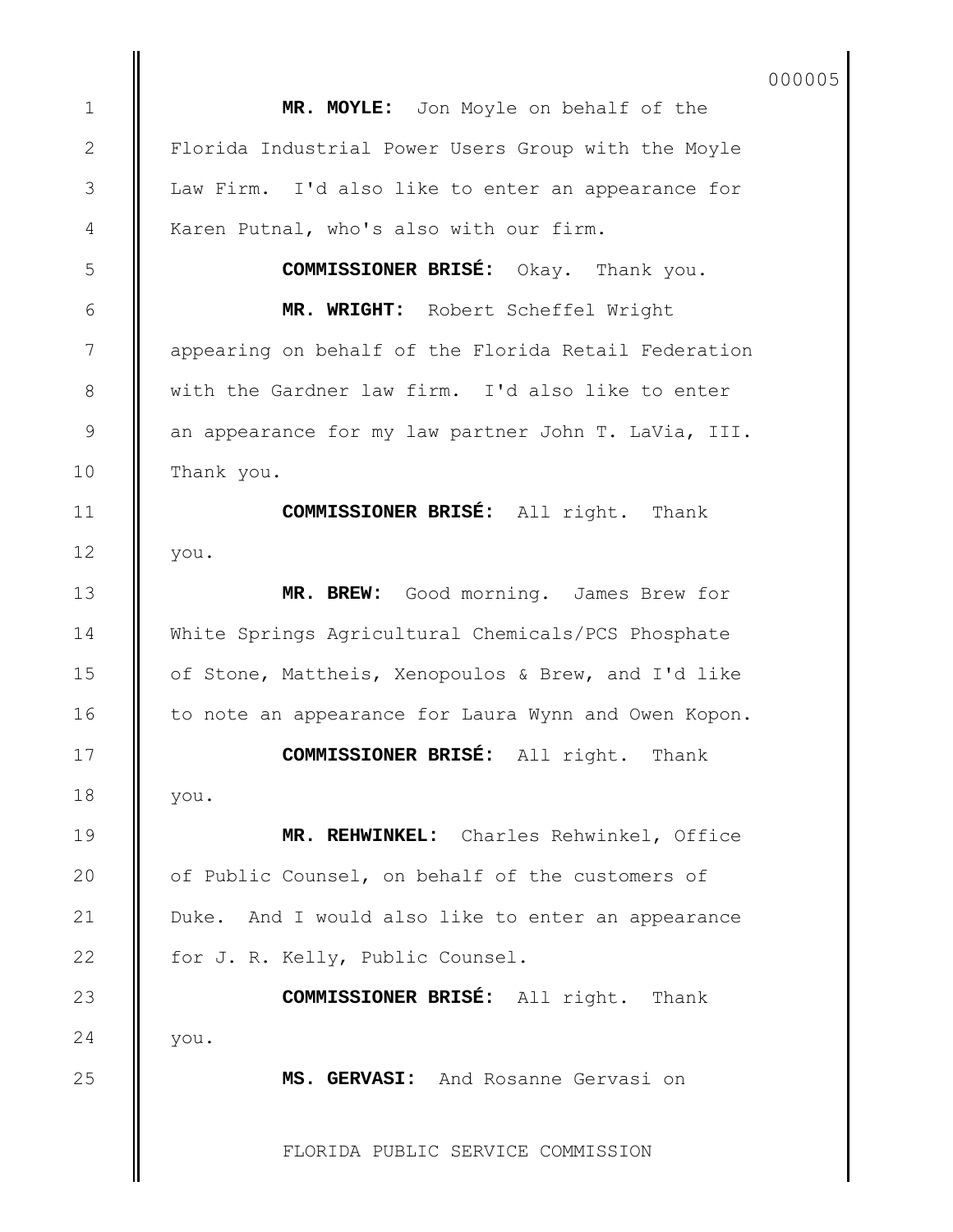**MR. MOYLE:** Jon Moyle on behalf of the Florida Industrial Power Users Group with the Moyle Law Firm. I'd also like to enter an appearance for Karen Putnal, who's also with our firm.

**COMMISSIONER BRISÉ:** Okay. Thank you.

**MR. WRIGHT:** Robert Scheffel Wright appearing on behalf of the Florida Retail Federation with the Gardner law firm. I'd also like to enter an appearance for my law partner John T. LaVia, III. Thank you.

**COMMISSIONER BRISÉ:** All right. Thank you.

**MR. BREW:** Good morning. James Brew for White Springs Agricultural Chemicals/PCS Phosphate of Stone, Mattheis, Xenopoulos & Brew, and I'd like to note an appearance for Laura Wynn and Owen Kopon.

**COMMISSIONER BRISÉ:** All right. Thank you.

**MR. REHWINKEL:** Charles Rehwinkel, Office of Public Counsel, on behalf of the customers of Duke. And I would also like to enter an appearance for J. R. Kelly, Public Counsel.

**COMMISSIONER BRISÉ:** All right. Thank you.

**MS. GERVASI:** And Rosanne Gervasi on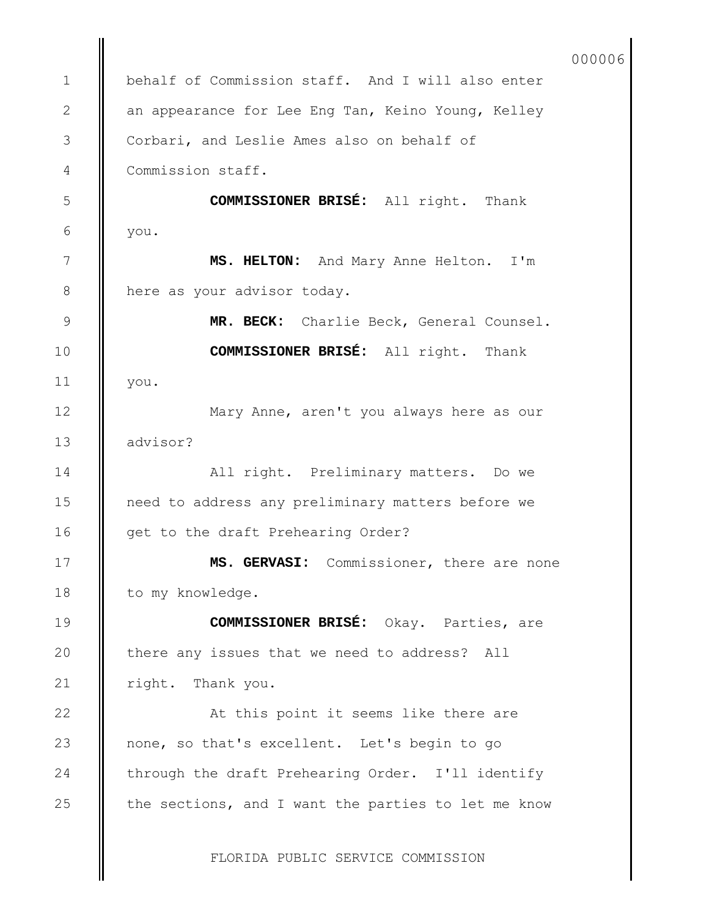behalf of Commission staff. And I will also enter an appearance for Lee Eng Tan, Keino Young, Kelley Corbari, and Leslie Ames also on behalf of Commission staff.

**COMMISSIONER BRISÉ:** All right. Thank you.

**MS. HELTON:** And Mary Anne Helton. I'm here as your advisor today.

**MR. BECK:** Charlie Beck, General Counsel.

**COMMISSIONER BRISÉ:** All right. Thank you.

Mary Anne, aren't you always here as our advisor?

All right. Preliminary matters. Do we need to address any preliminary matters before we get to the draft Prehearing Order?

**MS. GERVASI:** Commissioner, there are none to my knowledge.

**COMMISSIONER BRISÉ:** Okay. Parties, are there any issues that we need to address? All right. Thank you.

At this point it seems like there are none, so that's excellent. Let's begin to go through the draft Prehearing Order. I'll identify the sections, and I want the parties to let me know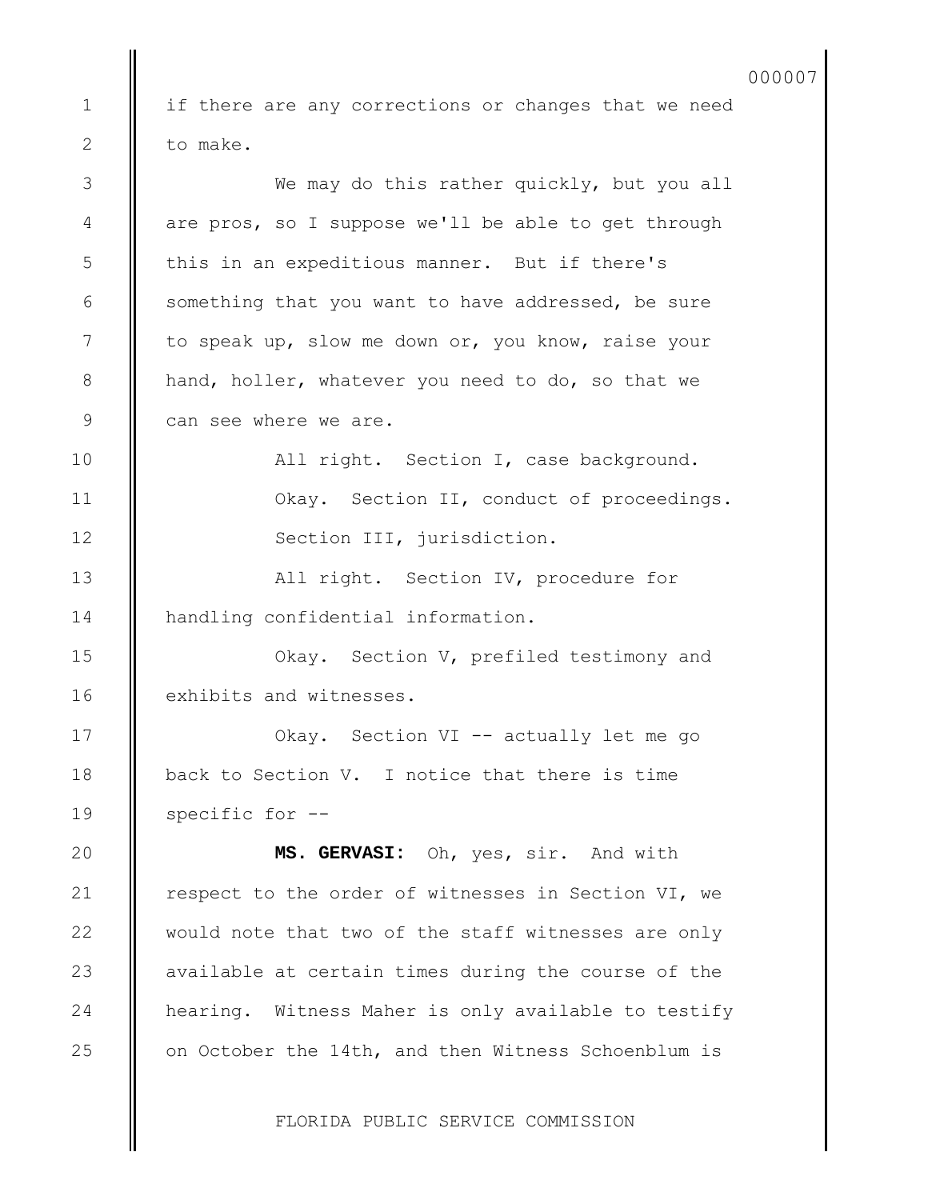if there are any corrections or changes that we need to make.

We may do this rather quickly, but you all are pros, so I suppose we'll be able to get through this in an expeditious manner. But if there's something that you want to have addressed, be sure to speak up, slow me down or, you know, raise your hand, holler, whatever you need to do, so that we can see where we are.

All right. Section I, case background.

Okay. Section II, conduct of proceedings.

Section III, jurisdiction.

All right. Section IV, procedure for handling confidential information.

Okay. Section V, prefiled testimony and exhibits and witnesses.

Okay. Section VI -- actually let me go back to Section V. I notice that there is time specific for --

**MS. GERVASI:** Oh, yes, sir. And with respect to the order of witnesses in Section VI, we would note that two of the staff witnesses are only available at certain times during the course of the hearing. Witness Maher is only available to testify on October the 14th, and then Witness Schoenblum is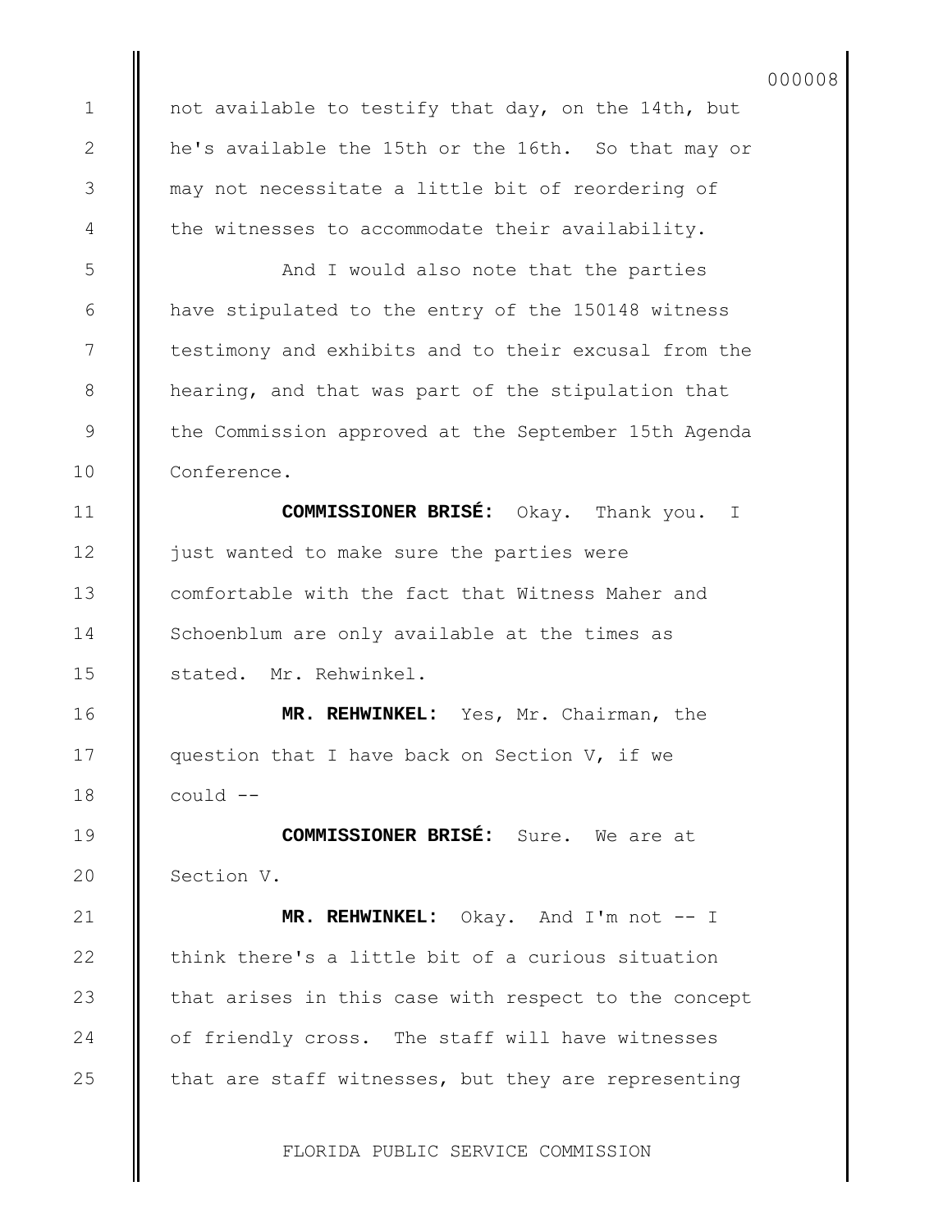not available to testify that day, on the 14th, but he's available the 15th or the 16th. So that may or may not necessitate a little bit of reordering of the witnesses to accommodate their availability.

And I would also note that the parties have stipulated to the entry of the 150148 witness testimony and exhibits and to their excusal from the hearing, and that was part of the stipulation that the Commission approved at the September 15th Agenda Conference.

**COMMISSIONER BRISÉ:** Okay. Thank you. I just wanted to make sure the parties were comfortable with the fact that Witness Maher and Schoenblum are only available at the times as stated. Mr. Rehwinkel.

**MR. REHWINKEL:** Yes, Mr. Chairman, the question that I have back on Section V, if we could --

**COMMISSIONER BRISÉ:** Sure. We are at Section V.

**MR. REHWINKEL:** Okay. And I'm not -- I think there's a little bit of a curious situation that arises in this case with respect to the concept of friendly cross. The staff will have witnesses that are staff witnesses, but they are representing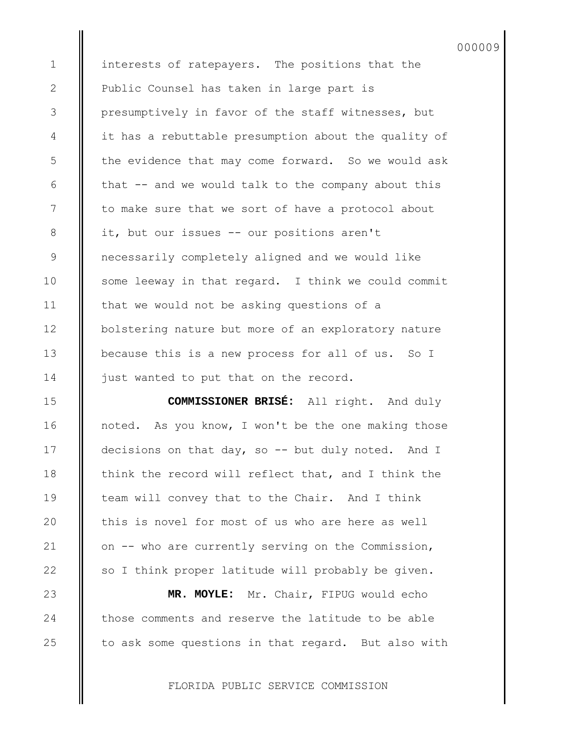interests of ratepayers. The positions that the Public Counsel has taken in large part is presumptively in favor of the staff witnesses, but it has a rebuttable presumption about the quality of the evidence that may come forward. So we would ask that -- and we would talk to the company about this to make sure that we sort of have a protocol about it, but our issues -- our positions aren't necessarily completely aligned and we would like some leeway in that regard. I think we could commit that we would not be asking questions of a bolstering nature but more of an exploratory nature because this is a new process for all of us. So I just wanted to put that on the record.

**COMMISSIONER BRISÉ:** All right. And duly noted. As you know, I won't be the one making those decisions on that day, so -- but duly noted. And I think the record will reflect that, and I think the team will convey that to the Chair. And I think this is novel for most of us who are here as well on -- who are currently serving on the Commission, so I think proper latitude will probably be given.

**MR. MOYLE:** Mr. Chair, FIPUG would echo those comments and reserve the latitude to be able to ask some questions in that regard. But also with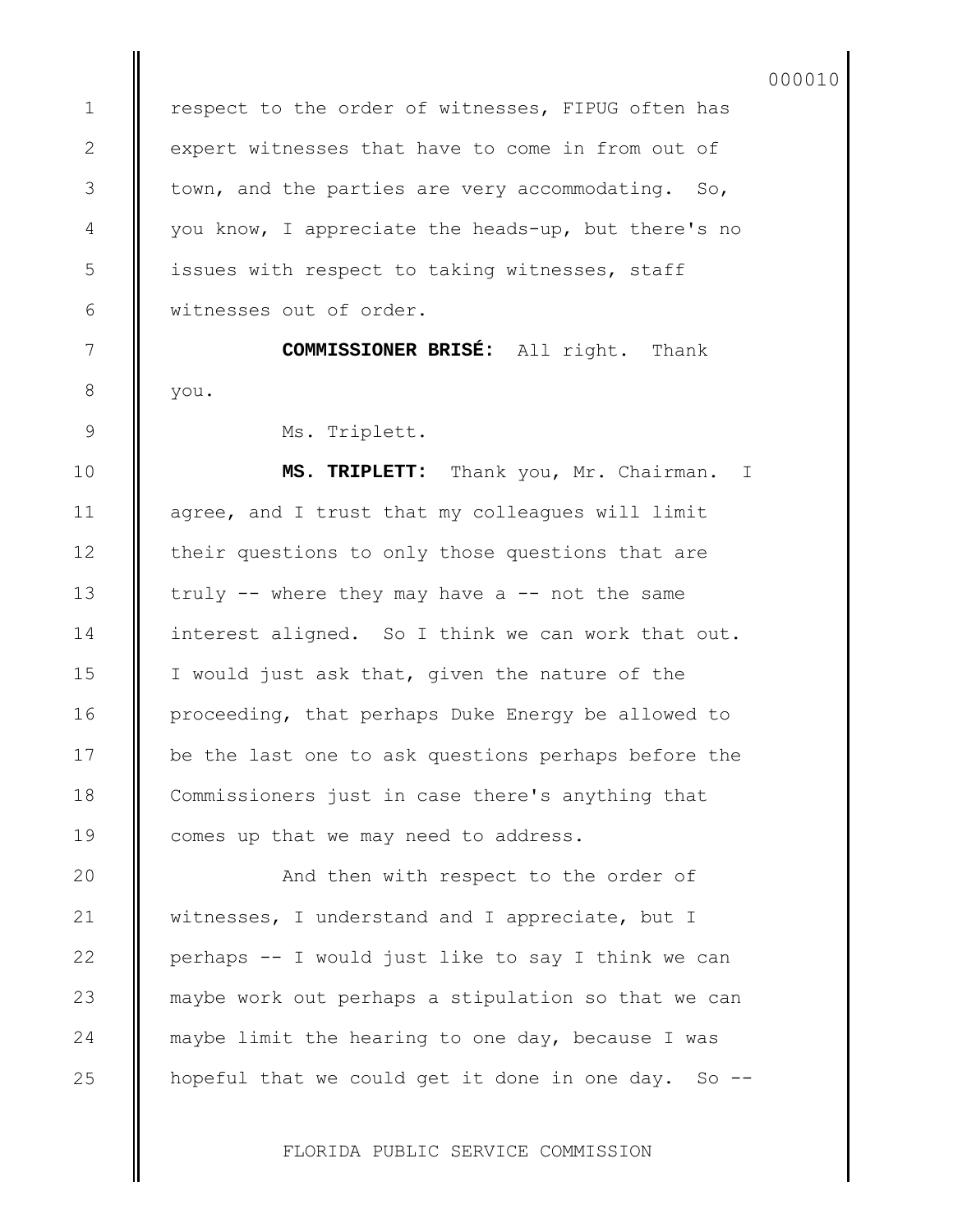respect to the order of witnesses, FIPUG often has expert witnesses that have to come in from out of town, and the parties are very accommodating. So, you know, I appreciate the heads-up, but there's no issues with respect to taking witnesses, staff witnesses out of order.

**COMMISSIONER BRISÉ:** All right. Thank you.

Ms. Triplett.

**MS. TRIPLETT:** Thank you, Mr. Chairman. I agree, and I trust that my colleagues will limit their questions to only those questions that are truly -- where they may have a -- not the same interest aligned. So I think we can work that out. I would just ask that, given the nature of the proceeding, that perhaps Duke Energy be allowed to be the last one to ask questions perhaps before the Commissioners just in case there's anything that comes up that we may need to address.

And then with respect to the order of witnesses, I understand and I appreciate, but I perhaps -- I would just like to say I think we can maybe work out perhaps a stipulation so that we can maybe limit the hearing to one day, because I was hopeful that we could get it done in one day. So --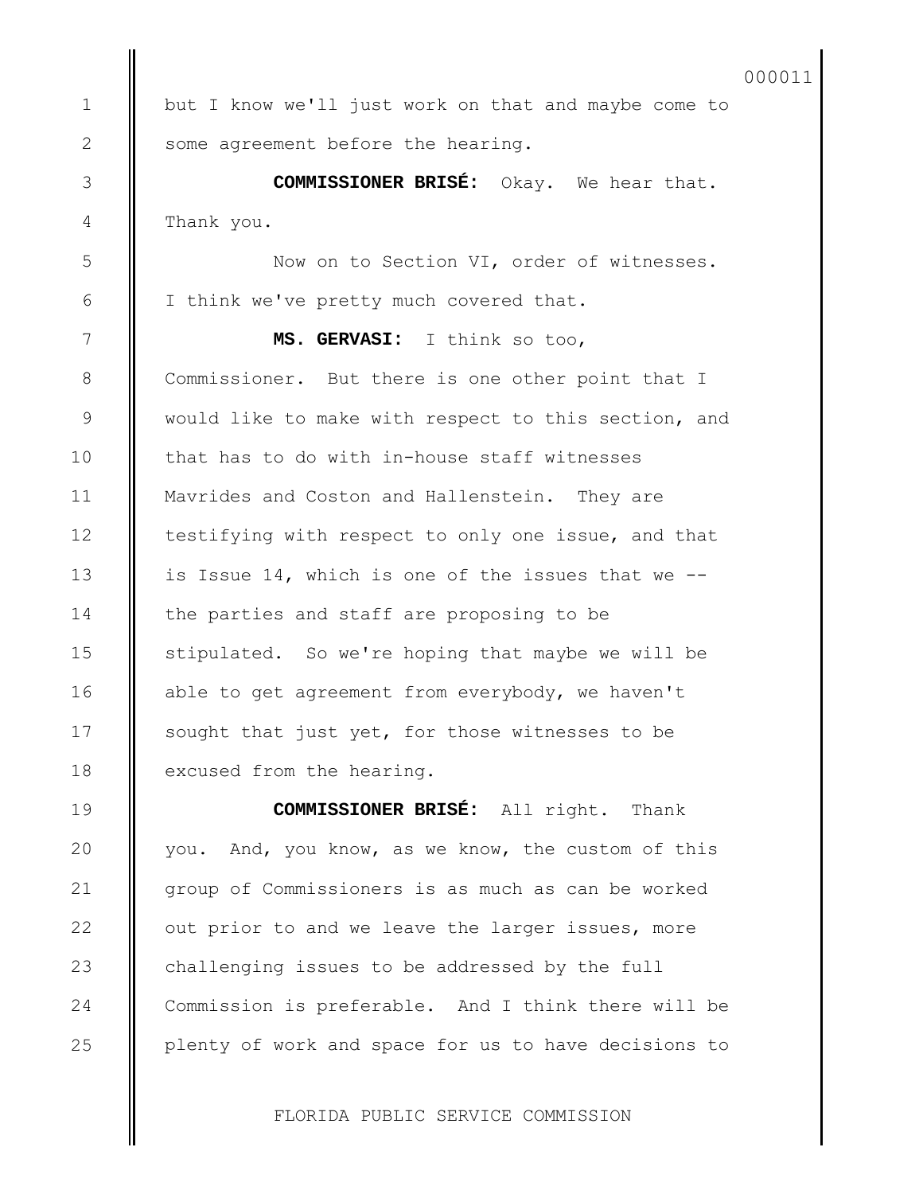but I know we'll just work on that and maybe come to some agreement before the hearing.

**COMMISSIONER BRISÉ:** Okay. We hear that. Thank you.

Now on to Section VI, order of witnesses. I think we've pretty much covered that.

**MS. GERVASI:** I think so too, Commissioner. But there is one other point that I would like to make with respect to this section, and that has to do with in-house staff witnesses Mavrides and Coston and Hallenstein. They are testifying with respect to only one issue, and that is Issue 14, which is one of the issues that we -- the parties and staff are proposing to be stipulated. So we're hoping that maybe we will be able to get agreement from everybody, we haven't sought that just yet, for those witnesses to be excused from the hearing.

**COMMISSIONER BRISÉ:** All right. Thank you. And, you know, as we know, the custom of this group of Commissioners is as much as can be worked out prior to and we leave the larger issues, more challenging issues to be addressed by the full Commission is preferable. And I think there will be plenty of work and space for us to have decisions to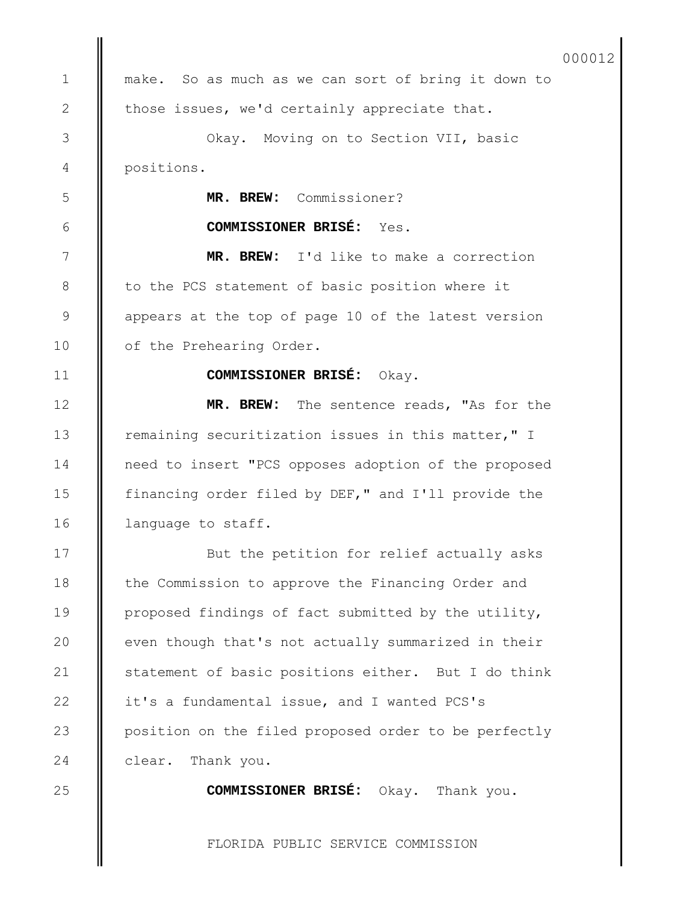make. So as much as we can sort of bring it down to those issues, we'd certainly appreciate that.

Okay. Moving on to Section VII, basic positions.

**MR. BREW:** Commissioner?

**COMMISSIONER BRISÉ:** Yes.

**MR. BREW:** I'd like to make a correction to the PCS statement of basic position where it appears at the top of page 10 of the latest version of the Prehearing Order.

**COMMISSIONER BRISÉ:** Okay.

**MR. BREW:** The sentence reads, "As for the remaining securitization issues in this matter," I need to insert "PCS opposes adoption of the proposed financing order filed by DEF," and I'll provide the language to staff.

But the petition for relief actually asks the Commission to approve the Financing Order and proposed findings of fact submitted by the utility, even though that's not actually summarized in their statement of basic positions either. But I do think it's a fundamental issue, and I wanted PCS's position on the filed proposed order to be perfectly clear. Thank you.

**COMMISSIONER BRISÉ:** Okay. Thank you.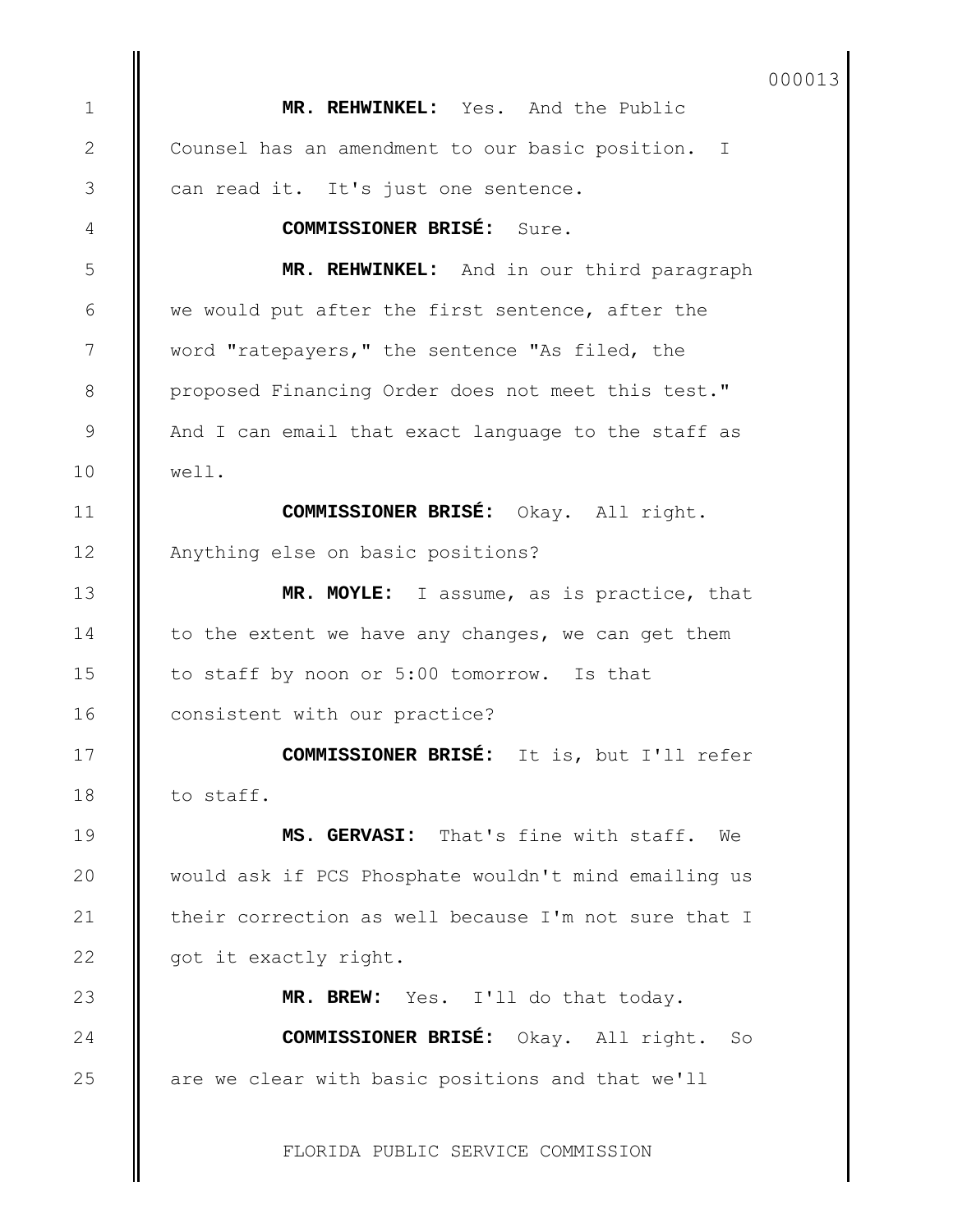**MR. REHWINKEL:** Yes. And the Public Counsel has an amendment to our basic position. I can read it. It's just one sentence.

**COMMISSIONER BRISÉ:** Sure.

**MR. REHWINKEL:** And in our third paragraph we would put after the first sentence, after the word "ratepayers," the sentence "As filed, the proposed Financing Order does not meet this test." And I can email that exact language to the staff as well.

**COMMISSIONER BRISÉ:** Okay. All right. Anything else on basic positions?

**MR. MOYLE:** I assume, as is practice, that to the extent we have any changes, we can get them to staff by noon or 5:00 tomorrow. Is that consistent with our practice?

**COMMISSIONER BRISÉ:** It is, but I'll refer to staff.

**MS. GERVASI:** That's fine with staff. We would ask if PCS Phosphate wouldn't mind emailing us their correction as well because I'm not sure that I got it exactly right.

**MR. BREW:** Yes. I'll do that today.

**COMMISSIONER BRISÉ:** Okay. All right. So are we clear with basic positions and that we'll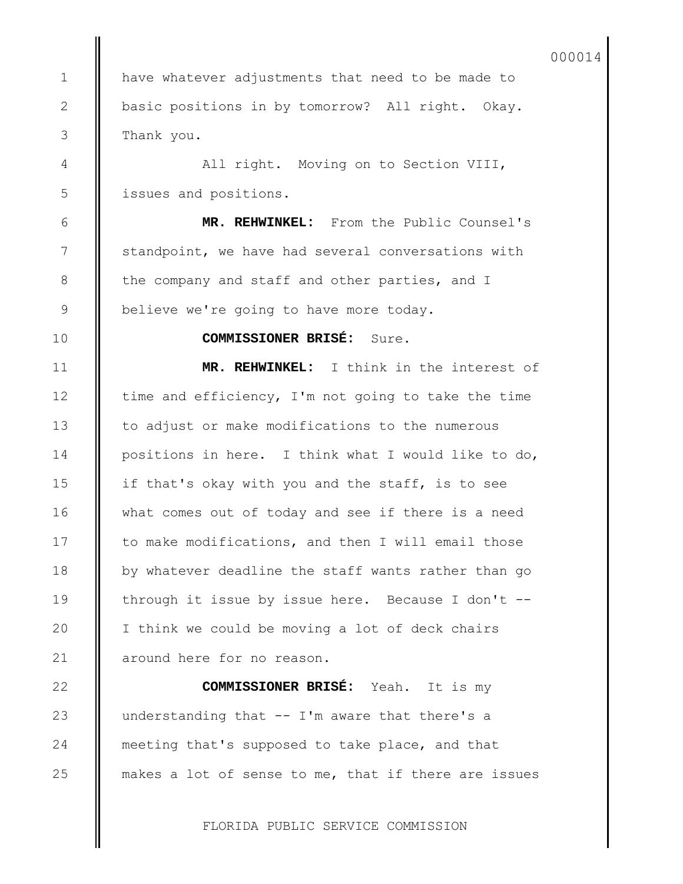have whatever adjustments that need to be made to basic positions in by tomorrow? All right. Okay. Thank you.

All right. Moving on to Section VIII, issues and positions.

**MR. REHWINKEL:** From the Public Counsel's standpoint, we have had several conversations with the company and staff and other parties, and I believe we're going to have more today.

**COMMISSIONER BRISÉ:** Sure.

**MR. REHWINKEL:** I think in the interest of time and efficiency, I'm not going to take the time to adjust or make modifications to the numerous positions in here. I think what I would like to do, if that's okay with you and the staff, is to see what comes out of today and see if there is a need to make modifications, and then I will email those by whatever deadline the staff wants rather than go through it issue by issue here. Because I don't -- I think we could be moving a lot of deck chairs around here for no reason.

**COMMISSIONER BRISÉ:** Yeah. It is my understanding that -- I'm aware that there's a meeting that's supposed to take place, and that makes a lot of sense to me, that if there are issues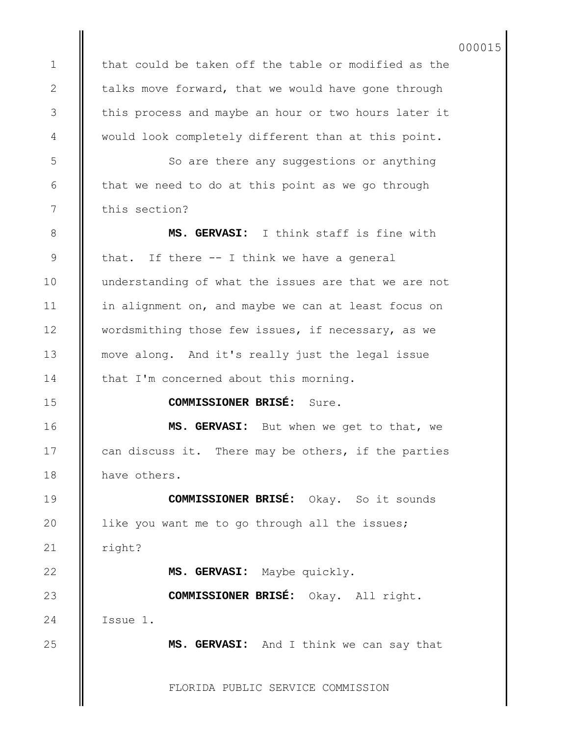that could be taken off the table or modified as the talks move forward, that we would have gone through this process and maybe an hour or two hours later it would look completely different than at this point.

So are there any suggestions or anything that we need to do at this point as we go through this section?

**MS. GERVASI:** I think staff is fine with that. If there -- I think we have a general understanding of what the issues are that we are not in alignment on, and maybe we can at least focus on wordsmithing those few issues, if necessary, as we move along. And it's really just the legal issue that I'm concerned about this morning.

**COMMISSIONER BRISÉ:** Sure.

**MS. GERVASI:** But when we get to that, we can discuss it. There may be others, if the parties have others.

**COMMISSIONER BRISÉ:** Okay. So it sounds like you want me to go through all the issues; right?

**MS. GERVASI:** Maybe quickly.

**COMMISSIONER BRISÉ:** Okay. All right. Issue 1.

**MS. GERVASI:** And I think we can say that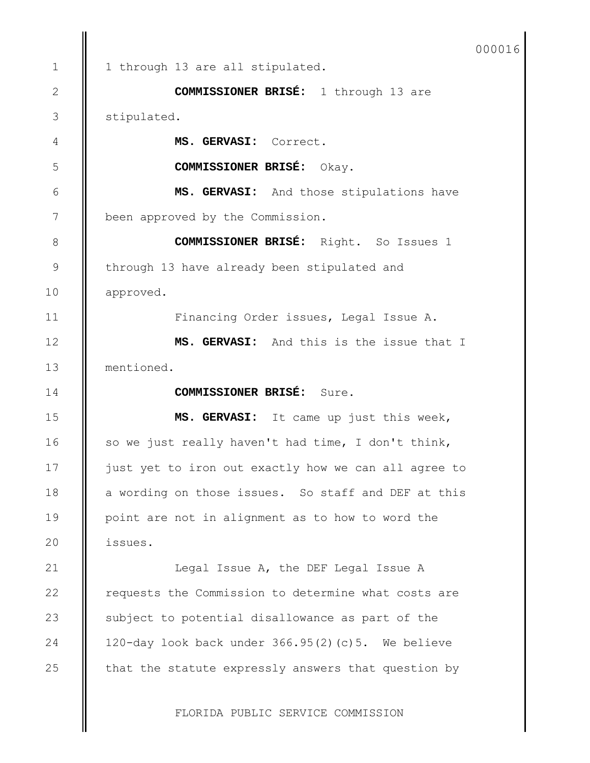1 through 13 are all stipulated.

**COMMISSIONER BRISÉ:** 1 through 13 are stipulated.

**MS. GERVASI:** Correct.

**COMMISSIONER BRISÉ:** Okay.

**MS. GERVASI:** And those stipulations have been approved by the Commission.

**COMMISSIONER BRISÉ:** Right. So Issues 1 through 13 have already been stipulated and approved.

Financing Order issues, Legal Issue A.

**MS. GERVASI:** And this is the issue that I mentioned.

**COMMISSIONER BRISÉ:** Sure.

**MS. GERVASI:** It came up just this week, so we just really haven't had time, I don't think, just yet to iron out exactly how we can all agree to a wording on those issues. So staff and DEF at this point are not in alignment as to how to word the issues.

Legal Issue A, the DEF Legal Issue A requests the Commission to determine what costs are subject to potential disallowance as part of the 120-day look back under 366.95(2)(c)5. We believe that the statute expressly answers that question by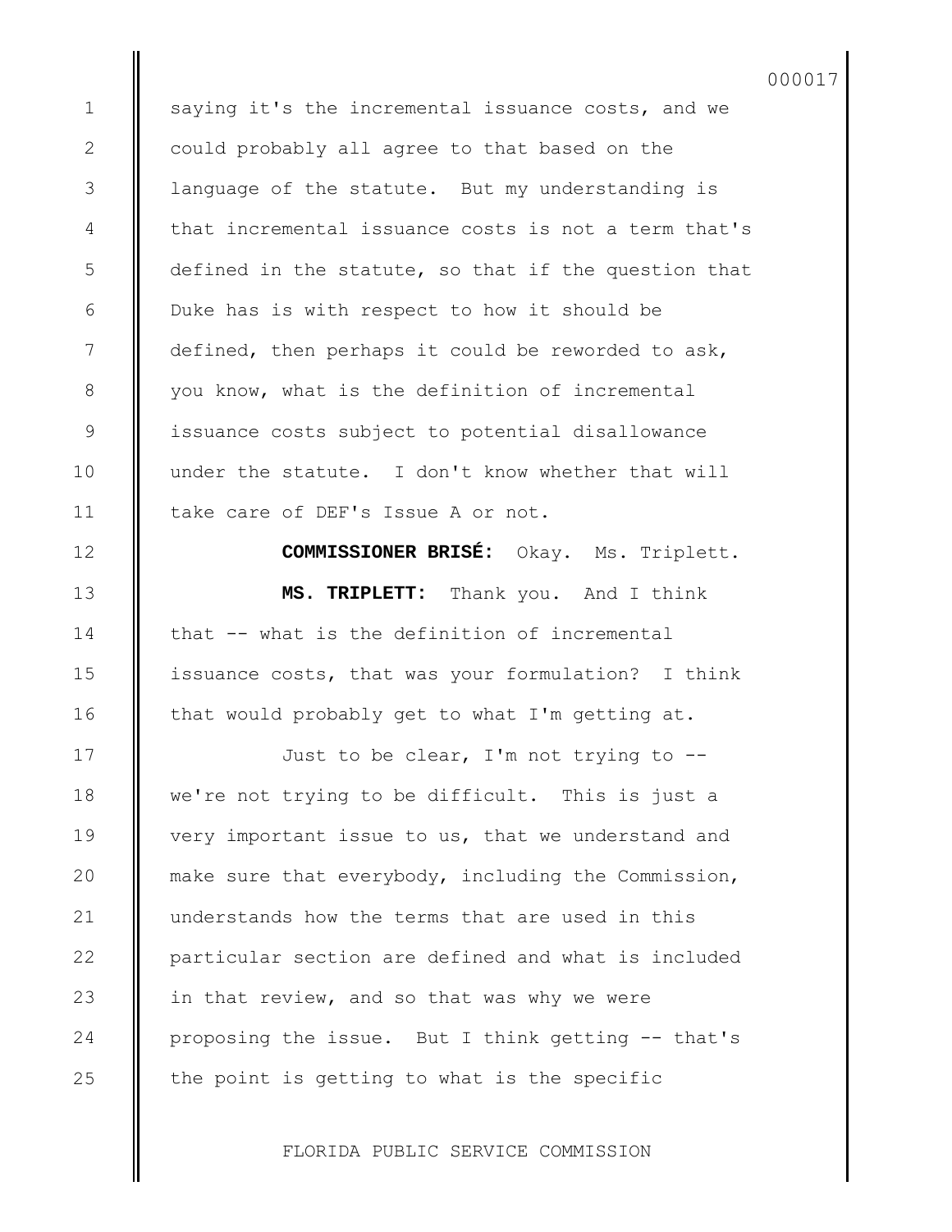saying it's the incremental issuance costs, and we could probably all agree to that based on the language of the statute. But my understanding is that incremental issuance costs is not a term that's defined in the statute, so that if the question that Duke has is with respect to how it should be defined, then perhaps it could be reworded to ask, you know, what is the definition of incremental issuance costs subject to potential disallowance under the statute. I don't know whether that will take care of DEF's Issue A or not.

**COMMISSIONER BRISÉ:** Okay. Ms. Triplett.

**MS. TRIPLETT:** Thank you. And I think that -- what is the definition of incremental issuance costs, that was your formulation? I think that would probably get to what I'm getting at.

Just to be clear, I'm not trying to -- we're not trying to be difficult. This is just a very important issue to us, that we understand and make sure that everybody, including the Commission, understands how the terms that are used in this particular section are defined and what is included in that review, and so that was why we were proposing the issue. But I think getting -- that's the point is getting to what is the specific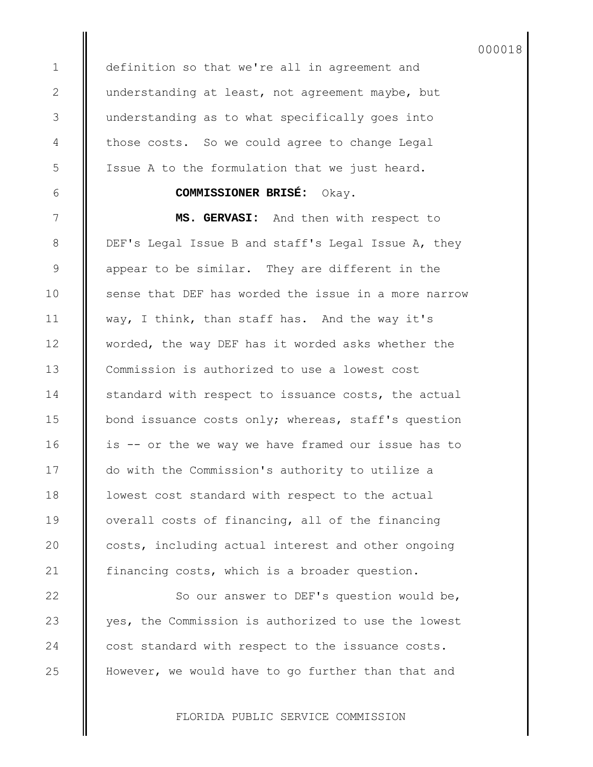definition so that we're all in agreement and understanding at least, not agreement maybe, but understanding as to what specifically goes into those costs. So we could agree to change Legal Issue A to the formulation that we just heard.

**COMMISSIONER BRISÉ:** Okay.

**MS. GERVASI:** And then with respect to DEF's Legal Issue B and staff's Legal Issue A, they appear to be similar. They are different in the sense that DEF has worded the issue in a more narrow way, I think, than staff has. And the way it's worded, the way DEF has it worded asks whether the Commission is authorized to use a lowest cost standard with respect to issuance costs, the actual bond issuance costs only; whereas, staff's question is -- or the we way we have framed our issue has to do with the Commission's authority to utilize a lowest cost standard with respect to the actual overall costs of financing, all of the financing costs, including actual interest and other ongoing financing costs, which is a broader question.

So our answer to DEF's question would be, yes, the Commission is authorized to use the lowest cost standard with respect to the issuance costs. However, we would have to go further than that and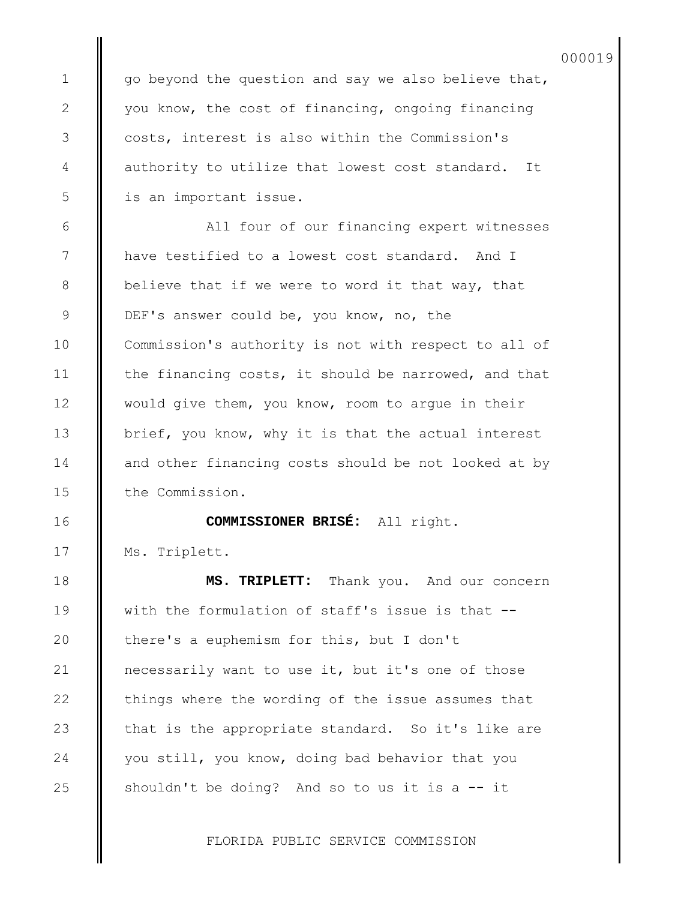go beyond the question and say we also believe that, you know, the cost of financing, ongoing financing costs, interest is also within the Commission's authority to utilize that lowest cost standard. It is an important issue.

All four of our financing expert witnesses have testified to a lowest cost standard. And I believe that if we were to word it that way, that DEF's answer could be, you know, no, the Commission's authority is not with respect to all of the financing costs, it should be narrowed, and that would give them, you know, room to argue in their brief, you know, why it is that the actual interest and other financing costs should be not looked at by the Commission.

**COMMISSIONER BRISÉ:** All right. Ms. Triplett.

**MS. TRIPLETT:** Thank you. And our concern with the formulation of staff's issue is that -- there's a euphemism for this, but I don't necessarily want to use it, but it's one of those things where the wording of the issue assumes that that is the appropriate standard. So it's like are you still, you know, doing bad behavior that you shouldn't be doing? And so to us it is a -- it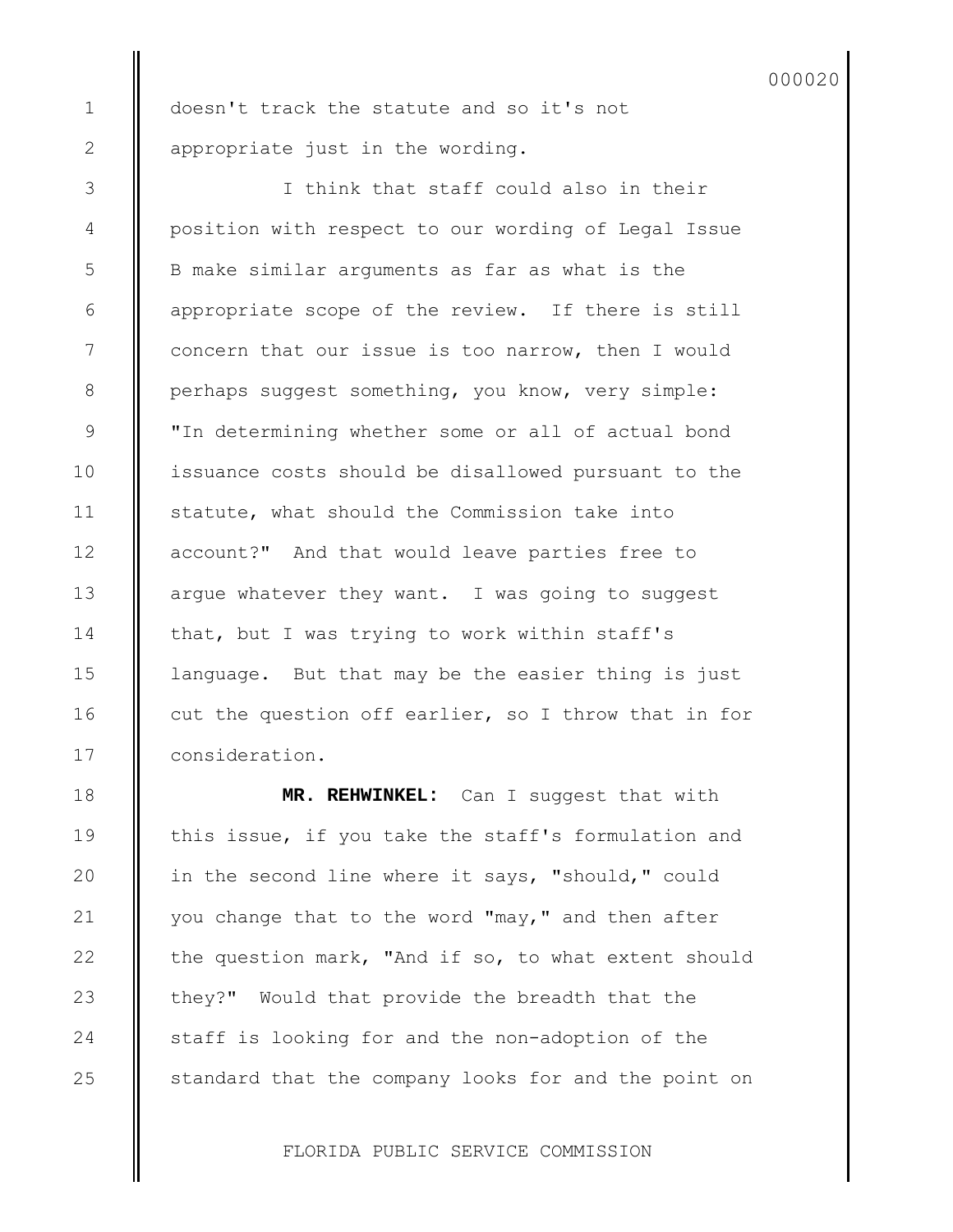doesn't track the statute and so it's not appropriate just in the wording.

I think that staff could also in their position with respect to our wording of Legal Issue B make similar arguments as far as what is the appropriate scope of the review. If there is still concern that our issue is too narrow, then I would perhaps suggest something, you know, very simple: "In determining whether some or all of actual bond issuance costs should be disallowed pursuant to the statute, what should the Commission take into account?" And that would leave parties free to argue whatever they want. I was going to suggest that, but I was trying to work within staff's language. But that may be the easier thing is just cut the question off earlier, so I throw that in for consideration.

**MR. REHWINKEL:** Can I suggest that with this issue, if you take the staff's formulation and in the second line where it says, "should," could you change that to the word "may," and then after the question mark, "And if so, to what extent should they?" Would that provide the breadth that the staff is looking for and the non-adoption of the standard that the company looks for and the point on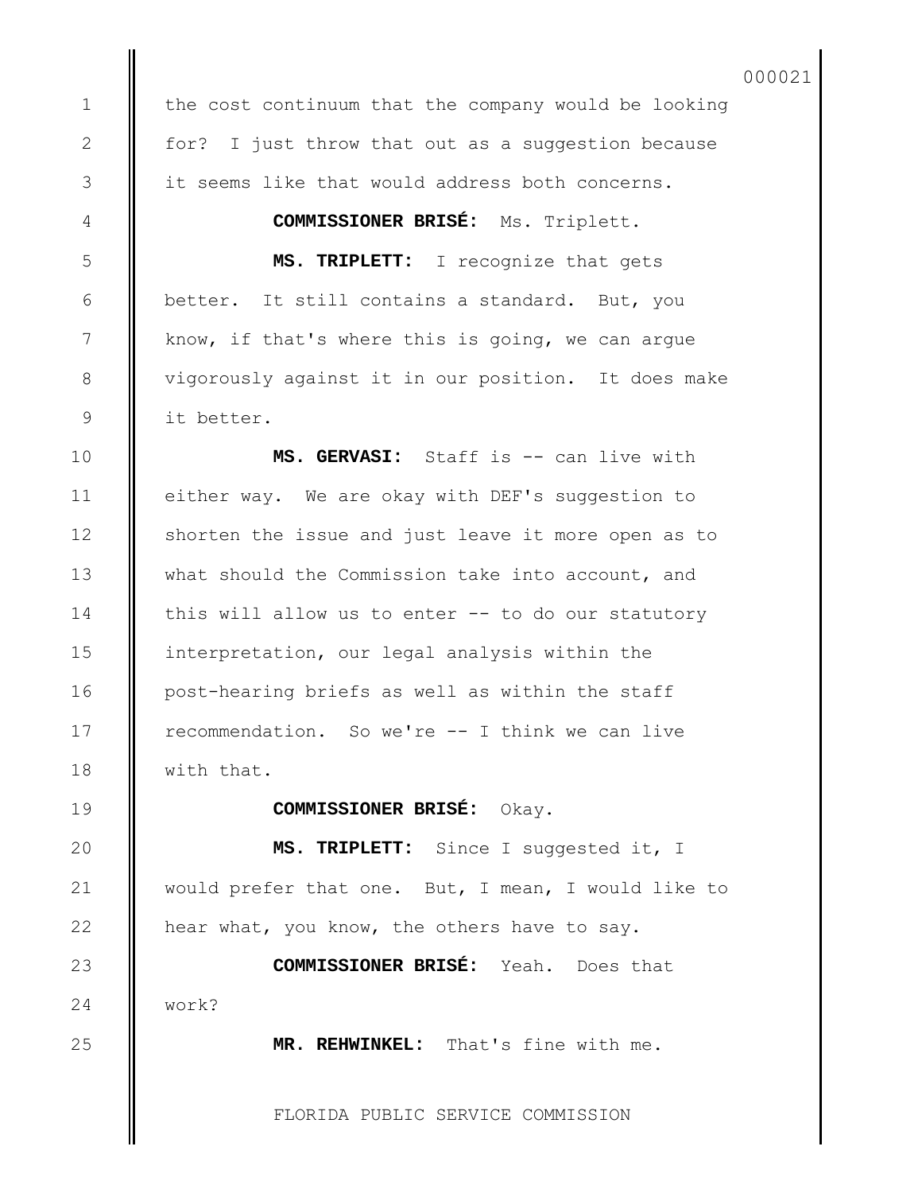the cost continuum that the company would be looking for? I just throw that out as a suggestion because it seems like that would address both concerns.

**COMMISSIONER BRISÉ:** Ms. Triplett.

**MS. TRIPLETT:** I recognize that gets better. It still contains a standard. But, you know, if that's where this is going, we can argue vigorously against it in our position. It does make it better.

**MS. GERVASI:** Staff is -- can live with either way. We are okay with DEF's suggestion to shorten the issue and just leave it more open as to what should the Commission take into account, and this will allow us to enter -- to do our statutory interpretation, our legal analysis within the post-hearing briefs as well as within the staff recommendation. So we're -- I think we can live with that.

**COMMISSIONER BRISÉ:** Okay.

**MS. TRIPLETT:** Since I suggested it, I would prefer that one. But, I mean, I would like to hear what, you know, the others have to say.

**COMMISSIONER BRISÉ:** Yeah. Does that work?

**MR. REHWINKEL:** That's fine with me.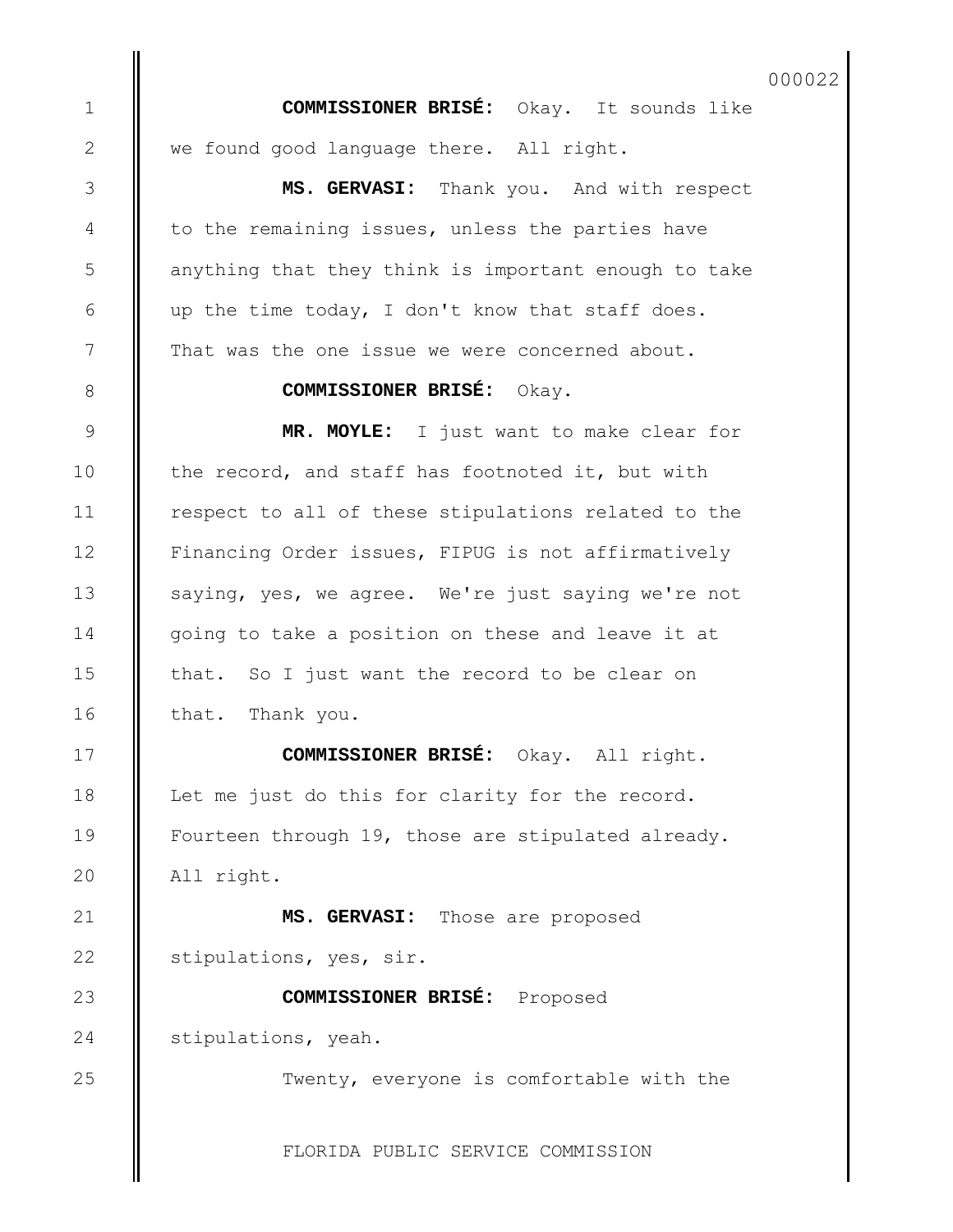**COMMISSIONER BRISÉ:** Okay. It sounds like we found good language there. All right.

**MS. GERVASI:** Thank you. And with respect to the remaining issues, unless the parties have anything that they think is important enough to take up the time today, I don't know that staff does. That was the one issue we were concerned about.

**COMMISSIONER BRISÉ:** Okay.

**MR. MOYLE:** I just want to make clear for the record, and staff has footnoted it, but with respect to all of these stipulations related to the Financing Order issues, FIPUG is not affirmatively saying, yes, we agree. We're just saying we're not going to take a position on these and leave it at that. So I just want the record to be clear on that. Thank you.

**COMMISSIONER BRISÉ:** Okay. All right. Let me just do this for clarity for the record. Fourteen through 19, those are stipulated already. All right.

**MS. GERVASI:** Those are proposed stipulations, yes, sir.

**COMMISSIONER BRISÉ:** Proposed stipulations, yeah.

Twenty, everyone is comfortable with the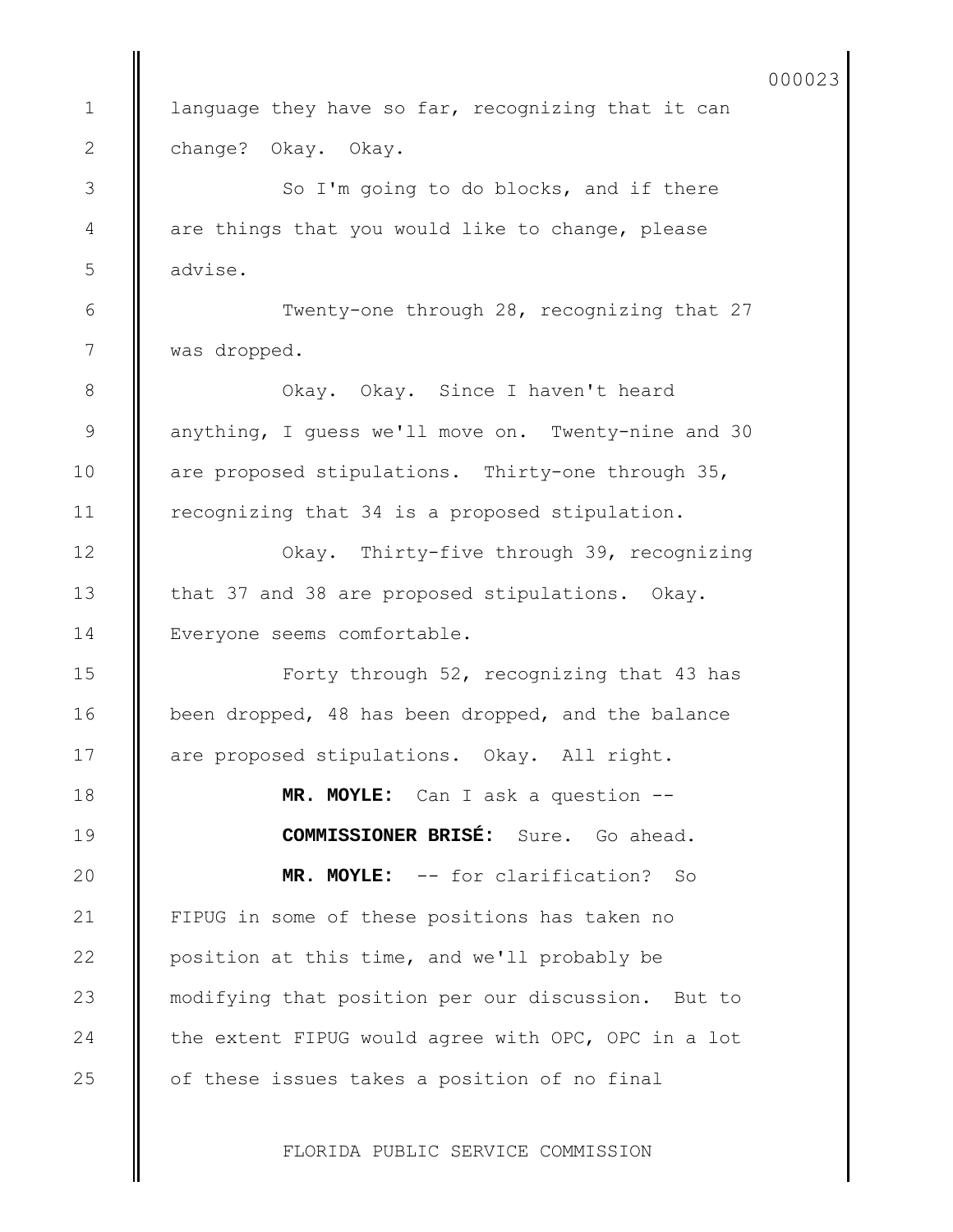language they have so far, recognizing that it can change? Okay. Okay.

So I'm going to do blocks, and if there are things that you would like to change, please advise.

Twenty-one through 28, recognizing that 27 was dropped.

Okay. Okay. Since I haven't heard anything, I guess we'll move on. Twenty-nine and 30 are proposed stipulations. Thirty-one through 35, recognizing that 34 is a proposed stipulation.

Okay. Thirty-five through 39, recognizing that 37 and 38 are proposed stipulations. Okay. Everyone seems comfortable.

Forty through 52, recognizing that 43 has been dropped, 48 has been dropped, and the balance are proposed stipulations. Okay. All right.

**MR. MOYLE:** Can I ask a question --

**COMMISSIONER BRISÉ:** Sure. Go ahead.

**MR. MOYLE:** -- for clarification? So FIPUG in some of these positions has taken no position at this time, and we'll probably be modifying that position per our discussion. But to the extent FIPUG would agree with OPC, OPC in a lot of these issues takes a position of no final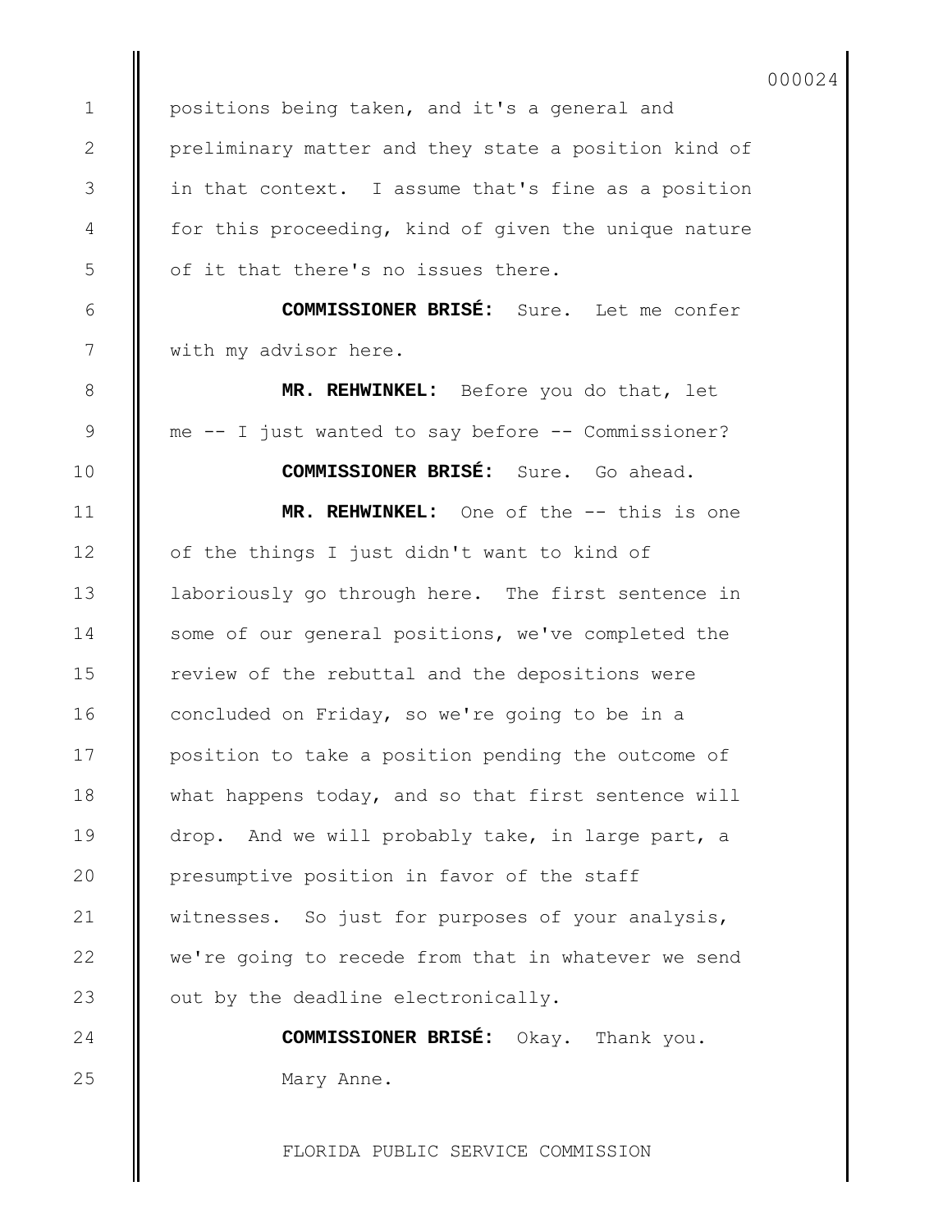positions being taken, and it's a general and preliminary matter and they state a position kind of in that context. I assume that's fine as a position for this proceeding, kind of given the unique nature of it that there's no issues there.

**COMMISSIONER BRISÉ:** Sure. Let me confer with my advisor here.

**MR. REHWINKEL:** Before you do that, let me -- I just wanted to say before -- Commissioner?

**COMMISSIONER BRISÉ:** Sure. Go ahead.

**MR. REHWINKEL:** One of the -- this is one of the things I just didn't want to kind of laboriously go through here. The first sentence in some of our general positions, we've completed the review of the rebuttal and the depositions were concluded on Friday, so we're going to be in a position to take a position pending the outcome of what happens today, and so that first sentence will drop. And we will probably take, in large part, a presumptive position in favor of the staff witnesses. So just for purposes of your analysis, we're going to recede from that in whatever we send out by the deadline electronically.

**COMMISSIONER BRISÉ:** Okay. Thank you. Mary Anne.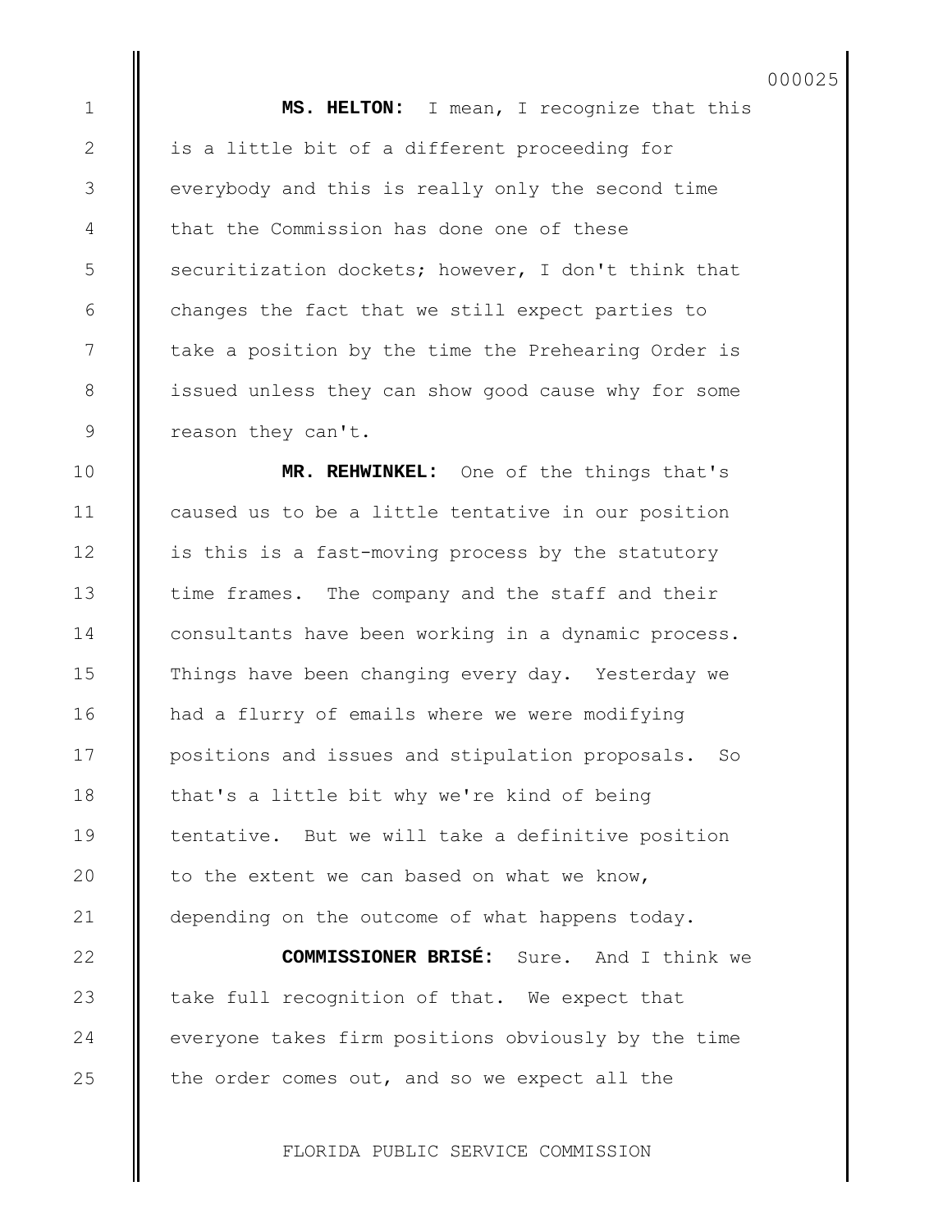**MS. HELTON:** I mean, I recognize that this is a little bit of a different proceeding for everybody and this is really only the second time that the Commission has done one of these securitization dockets; however, I don't think that changes the fact that we still expect parties to take a position by the time the Prehearing Order is issued unless they can show good cause why for some reason they can't.

**MR. REHWINKEL:** One of the things that's caused us to be a little tentative in our position is this is a fast-moving process by the statutory time frames. The company and the staff and their consultants have been working in a dynamic process. Things have been changing every day. Yesterday we had a flurry of emails where we were modifying positions and issues and stipulation proposals. So that's a little bit why we're kind of being tentative. But we will take a definitive position to the extent we can based on what we know, depending on the outcome of what happens today.

**COMMISSIONER BRISÉ:** Sure. And I think we take full recognition of that. We expect that everyone takes firm positions obviously by the time the order comes out, and so we expect all the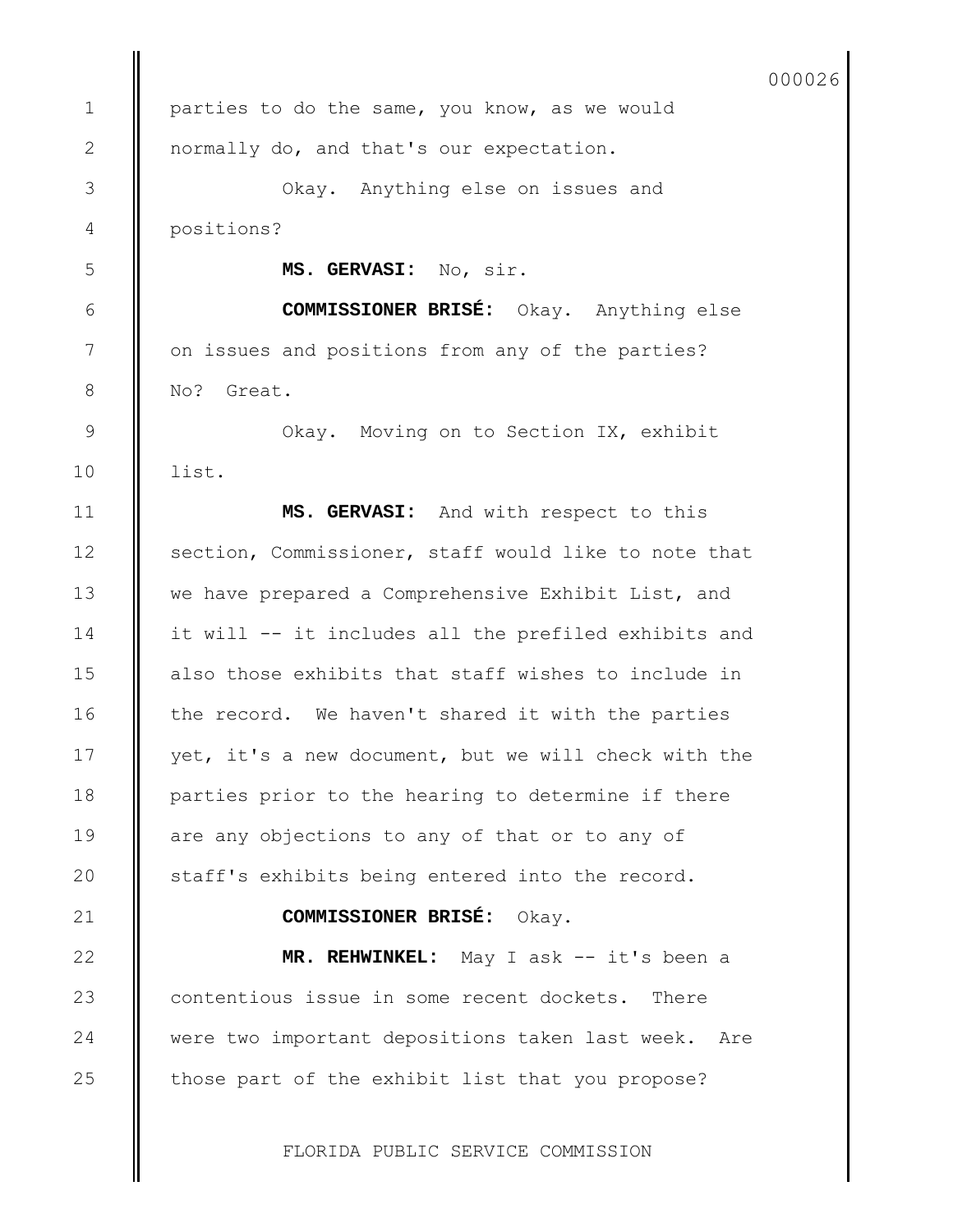parties to do the same, you know, as we would normally do, and that's our expectation.

Okay. Anything else on issues and positions?

**MS. GERVASI:** No, sir.

**COMMISSIONER BRISÉ:** Okay. Anything else on issues and positions from any of the parties? No? Great.

Okay. Moving on to Section IX, exhibit list.

**MS. GERVASI:** And with respect to this section, Commissioner, staff would like to note that we have prepared a Comprehensive Exhibit List, and it will -- it includes all the prefiled exhibits and also those exhibits that staff wishes to include in the record. We haven't shared it with the parties yet, it's a new document, but we will check with the parties prior to the hearing to determine if there are any objections to any of that or to any of staff's exhibits being entered into the record.

**COMMISSIONER BRISÉ:** Okay.

**MR. REHWINKEL:** May I ask -- it's been a contentious issue in some recent dockets. There were two important depositions taken last week. Are those part of the exhibit list that you propose?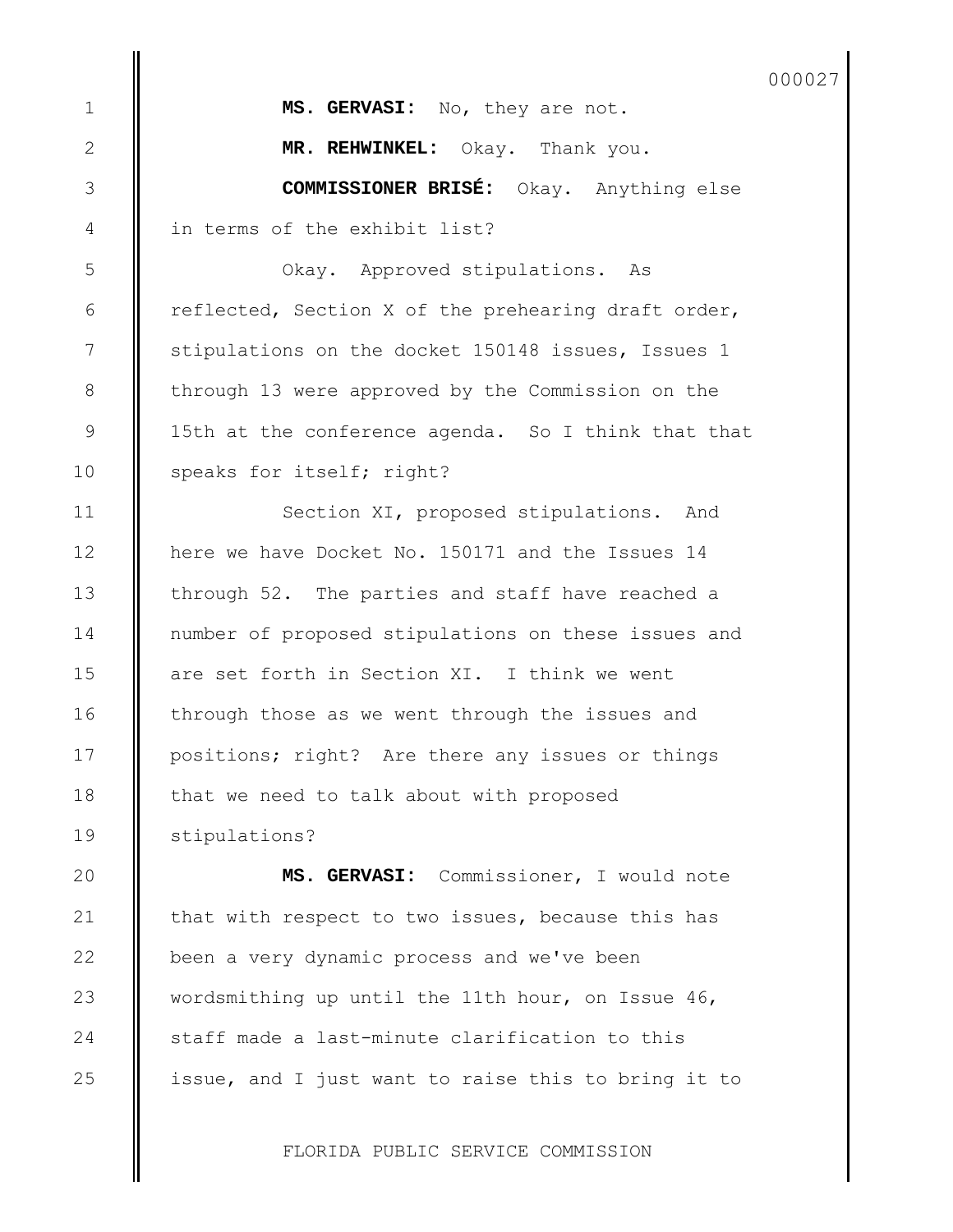**MS. GERVASI:** No, they are not.

**MR. REHWINKEL:** Okay. Thank you.

**COMMISSIONER BRISÉ:** Okay. Anything else in terms of the exhibit list?

Okay. Approved stipulations. As reflected, Section X of the prehearing draft order, stipulations on the docket 150148 issues, Issues 1 through 13 were approved by the Commission on the 15th at the conference agenda. So I think that that speaks for itself; right?

Section XI, proposed stipulations. And here we have Docket No. 150171 and the Issues 14 through 52. The parties and staff have reached a number of proposed stipulations on these issues and are set forth in Section XI. I think we went through those as we went through the issues and positions; right? Are there any issues or things that we need to talk about with proposed stipulations?

**MS. GERVASI:** Commissioner, I would note that with respect to two issues, because this has been a very dynamic process and we've been wordsmithing up until the 11th hour, on Issue 46, staff made a last-minute clarification to this issue, and I just want to raise this to bring it to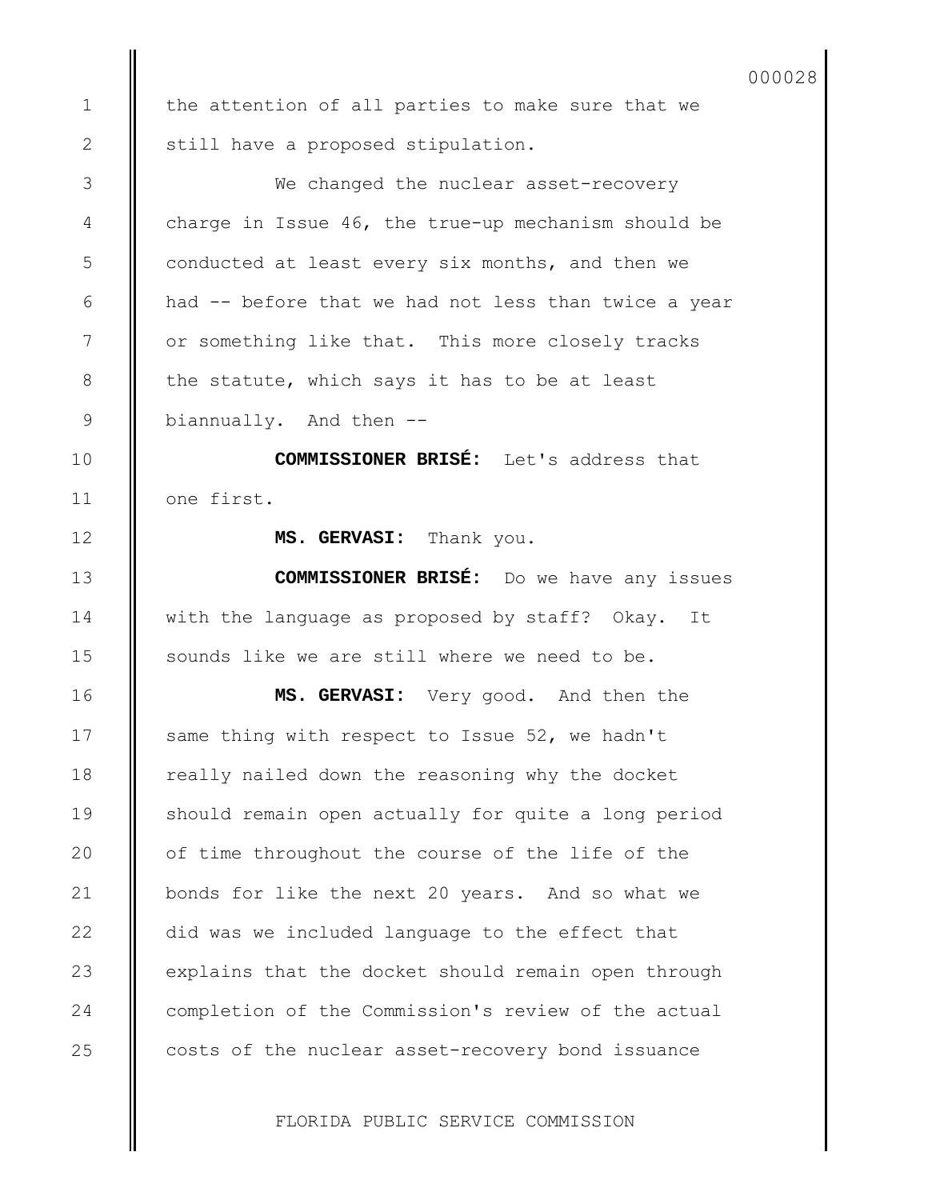the attention of all parties to make sure that we still have a proposed stipulation.

We changed the nuclear asset-recovery charge in Issue 46, the true-up mechanism should be conducted at least every six months, and then we had -- before that we had not less than twice a year or something like that. This more closely tracks the statute, which says it has to be at least biannually. And then --

**COMMISSIONER BRISÉ:** Let's address that one first.

**MS. GERVASI:** Thank you.

**COMMISSIONER BRISÉ:** Do we have any issues with the language as proposed by staff? Okay. It sounds like we are still where we need to be.

**MS. GERVASI:** Very good. And then the same thing with respect to Issue 52, we hadn't really nailed down the reasoning why the docket should remain open actually for quite a long period of time throughout the course of the life of the bonds for like the next 20 years. And so what we did was we included language to the effect that explains that the docket should remain open through completion of the Commission's review of the actual costs of the nuclear asset-recovery bond issuance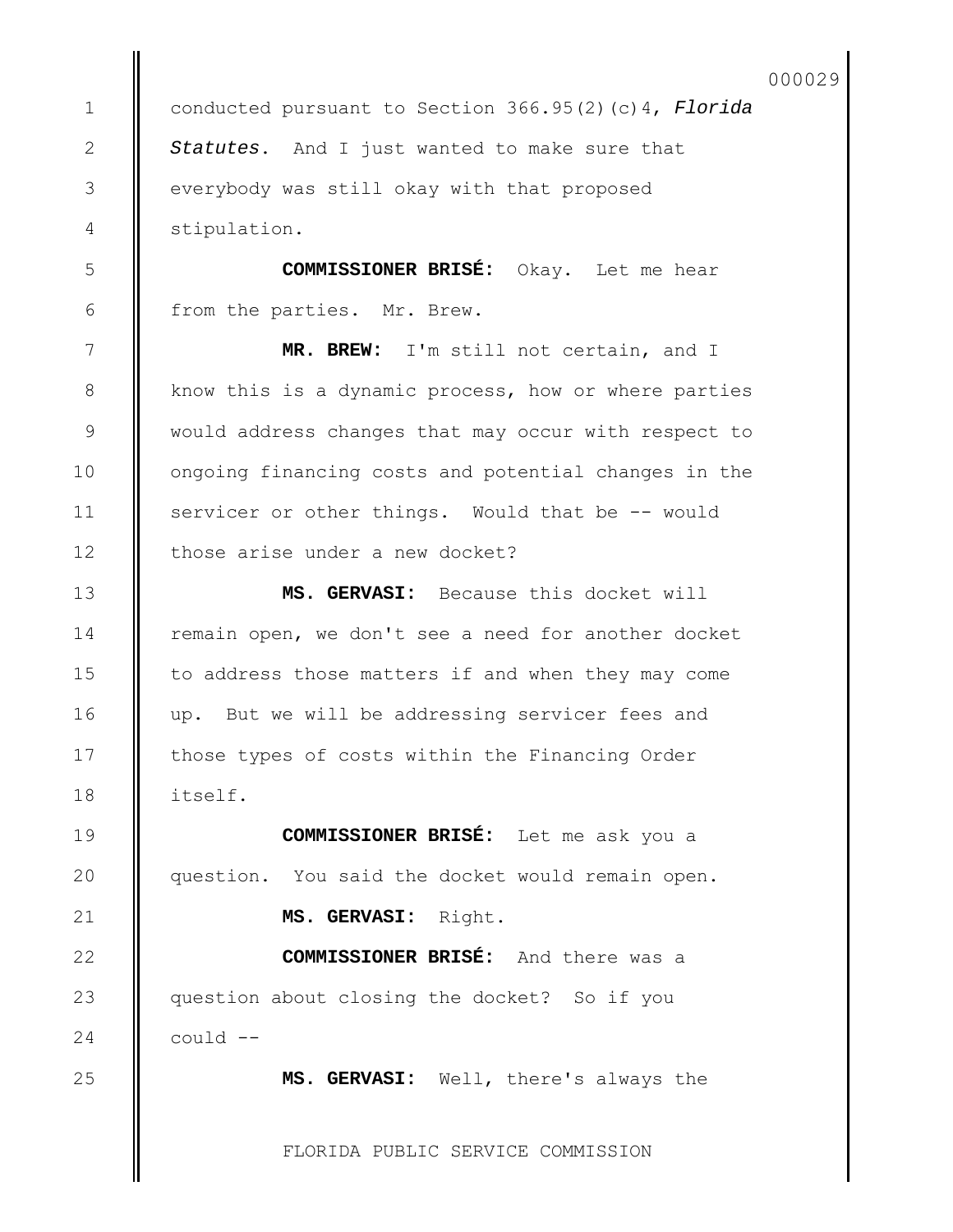conducted pursuant to Section 366.95(2)(c)4, *Florida Statutes*. And I just wanted to make sure that everybody was still okay with that proposed stipulation.

**COMMISSIONER BRISÉ:** Okay. Let me hear from the parties. Mr. Brew.

**MR. BREW:** I'm still not certain, and I know this is a dynamic process, how or where parties would address changes that may occur with respect to ongoing financing costs and potential changes in the servicer or other things. Would that be -- would those arise under a new docket?

**MS. GERVASI:** Because this docket will remain open, we don't see a need for another docket to address those matters if and when they may come up. But we will be addressing servicer fees and those types of costs within the Financing Order itself.

**COMMISSIONER BRISÉ:** Let me ask you a question. You said the docket would remain open.

**MS. GERVASI:** Right.

**COMMISSIONER BRISÉ:** And there was a question about closing the docket? So if you could --

**MS. GERVASI:** Well, there's always the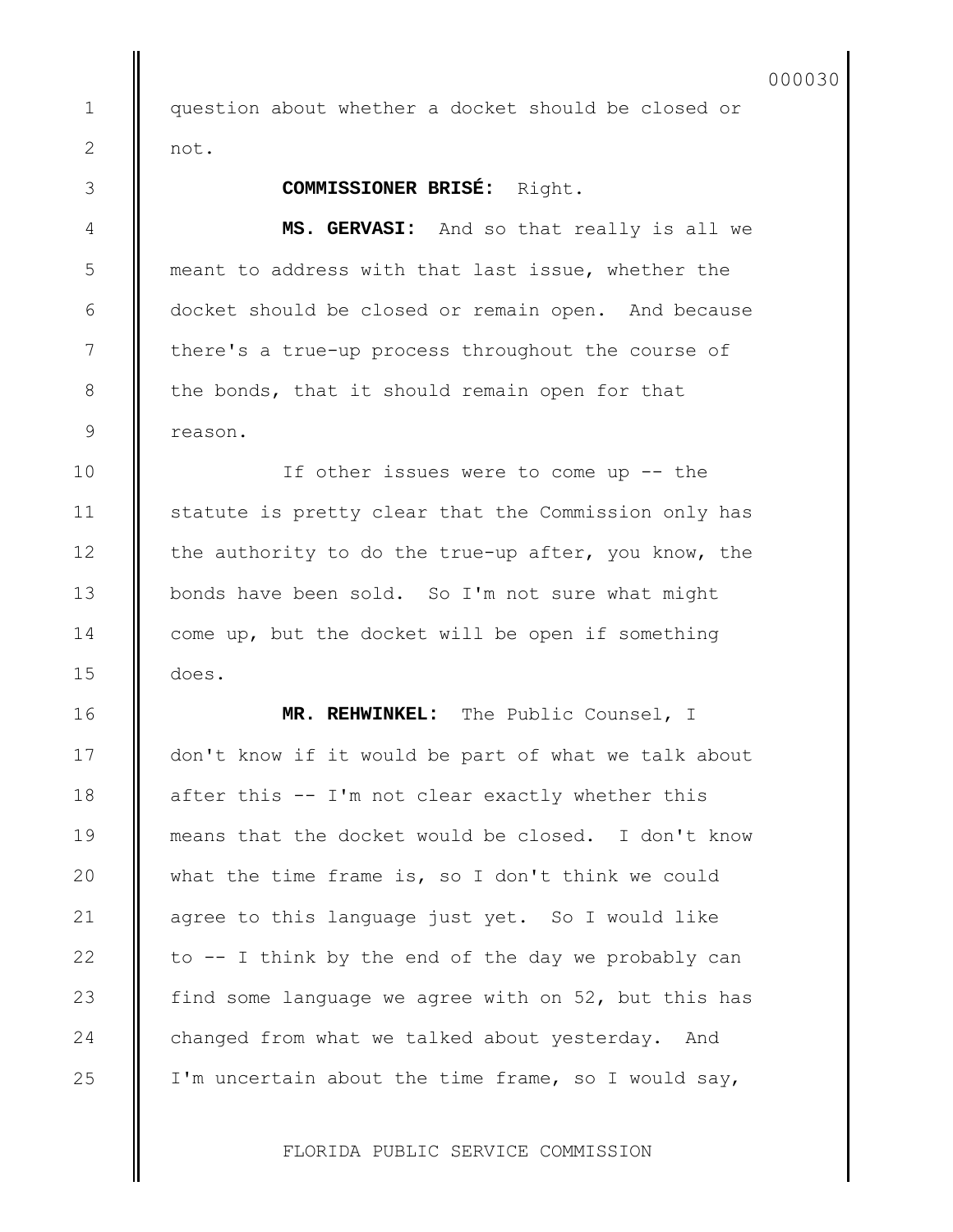question about whether a docket should be closed or not.

**COMMISSIONER BRISÉ:** Right.

**MS. GERVASI:** And so that really is all we meant to address with that last issue, whether the docket should be closed or remain open. And because there's a true-up process throughout the course of the bonds, that it should remain open for that reason.

If other issues were to come up -- the statute is pretty clear that the Commission only has the authority to do the true-up after, you know, the bonds have been sold. So I'm not sure what might come up, but the docket will be open if something does.

**MR. REHWINKEL:** The Public Counsel, I don't know if it would be part of what we talk about after this -- I'm not clear exactly whether this means that the docket would be closed. I don't know what the time frame is, so I don't think we could agree to this language just yet. So I would like to -- I think by the end of the day we probably can find some language we agree with on 52, but this has changed from what we talked about yesterday. And I'm uncertain about the time frame, so I would say,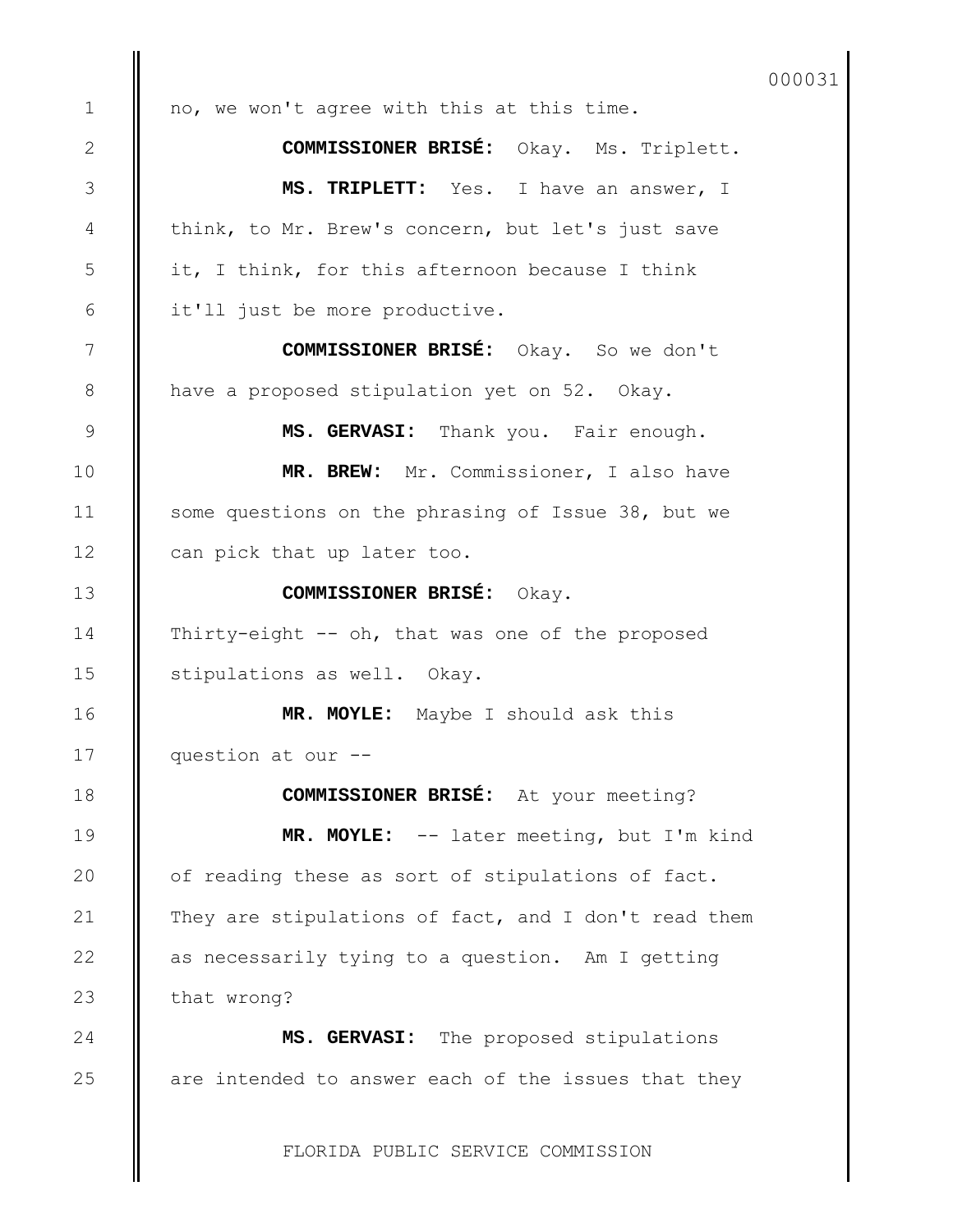no, we won't agree with this at this time.

**COMMISSIONER BRISÉ:** Okay. Ms. Triplett.

**MS. TRIPLETT:** Yes. I have an answer, I think, to Mr. Brew's concern, but let's just save it, I think, for this afternoon because I think it'll just be more productive.

**COMMISSIONER BRISÉ:** Okay. So we don't have a proposed stipulation yet on 52. Okay.

**MS. GERVASI:** Thank you. Fair enough.

**MR. BREW:** Mr. Commissioner, I also have some questions on the phrasing of Issue 38, but we can pick that up later too.

**COMMISSIONER BRISÉ:** Okay. Thirty-eight -- oh, that was one of the proposed stipulations as well. Okay.

**MR. MOYLE:** Maybe I should ask this question at our --

**COMMISSIONER BRISÉ:** At your meeting?

**MR. MOYLE:** -- later meeting, but I'm kind of reading these as sort of stipulations of fact. They are stipulations of fact, and I don't read them as necessarily tying to a question. Am I getting that wrong?

**MS. GERVASI:** The proposed stipulations are intended to answer each of the issues that they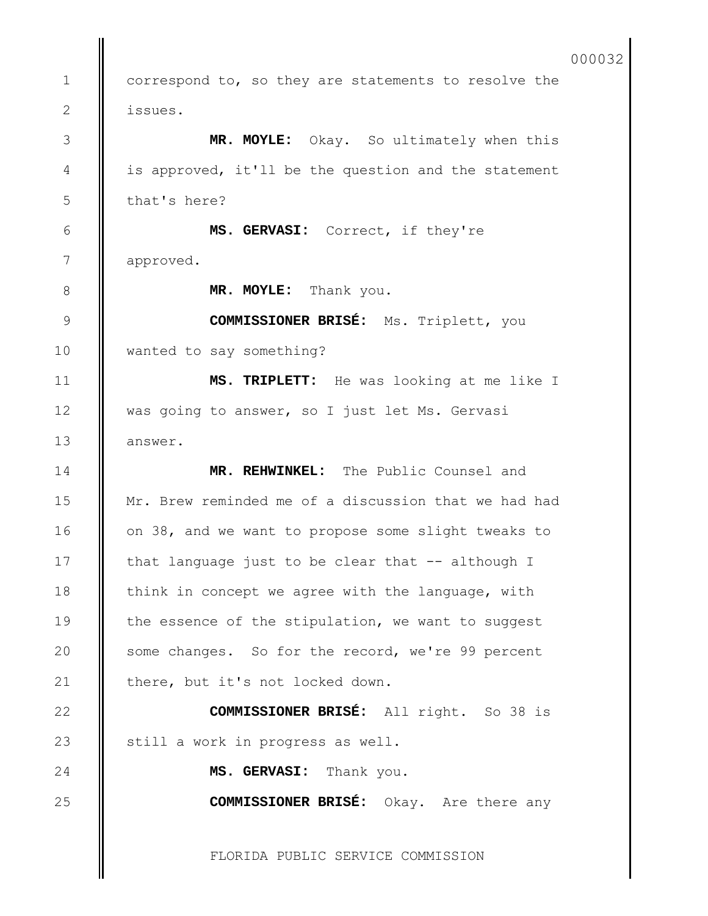correspond to, so they are statements to resolve the issues.

**MR. MOYLE:** Okay. So ultimately when this is approved, it'll be the question and the statement that's here?

**MS. GERVASI:** Correct, if they're approved.

**MR. MOYLE:** Thank you.

**COMMISSIONER BRISÉ:** Ms. Triplett, you wanted to say something?

**MS. TRIPLETT:** He was looking at me like I was going to answer, so I just let Ms. Gervasi answer.

**MR. REHWINKEL:** The Public Counsel and Mr. Brew reminded me of a discussion that we had had on 38, and we want to propose some slight tweaks to that language just to be clear that -- although I think in concept we agree with the language, with the essence of the stipulation, we want to suggest some changes. So for the record, we're 99 percent there, but it's not locked down.

**COMMISSIONER BRISÉ:** All right. So 38 is still a work in progress as well.

**MS. GERVASI:** Thank you.

**COMMISSIONER BRISÉ:** Okay. Are there any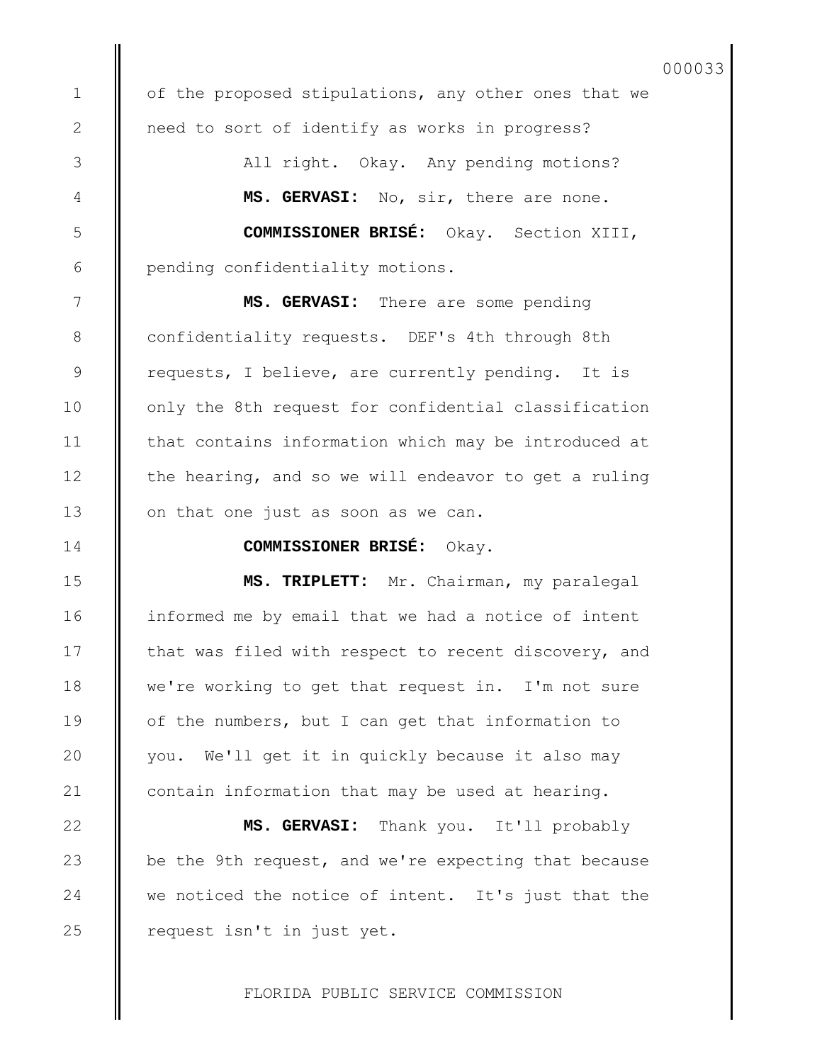of the proposed stipulations, any other ones that we need to sort of identify as works in progress?

All right. Okay. Any pending motions?

**MS. GERVASI:** No, sir, there are none.

**COMMISSIONER BRISÉ:** Okay. Section XIII, pending confidentiality motions.

**MS. GERVASI:** There are some pending confidentiality requests. DEF's 4th through 8th requests, I believe, are currently pending. It is only the 8th request for confidential classification that contains information which may be introduced at the hearing, and so we will endeavor to get a ruling on that one just as soon as we can.

**COMMISSIONER BRISÉ:** Okay.

**MS. TRIPLETT:** Mr. Chairman, my paralegal informed me by email that we had a notice of intent that was filed with respect to recent discovery, and we're working to get that request in. I'm not sure of the numbers, but I can get that information to you. We'll get it in quickly because it also may contain information that may be used at hearing.

**MS. GERVASI:** Thank you. It'll probably be the 9th request, and we're expecting that because we noticed the notice of intent. It's just that the request isn't in just yet.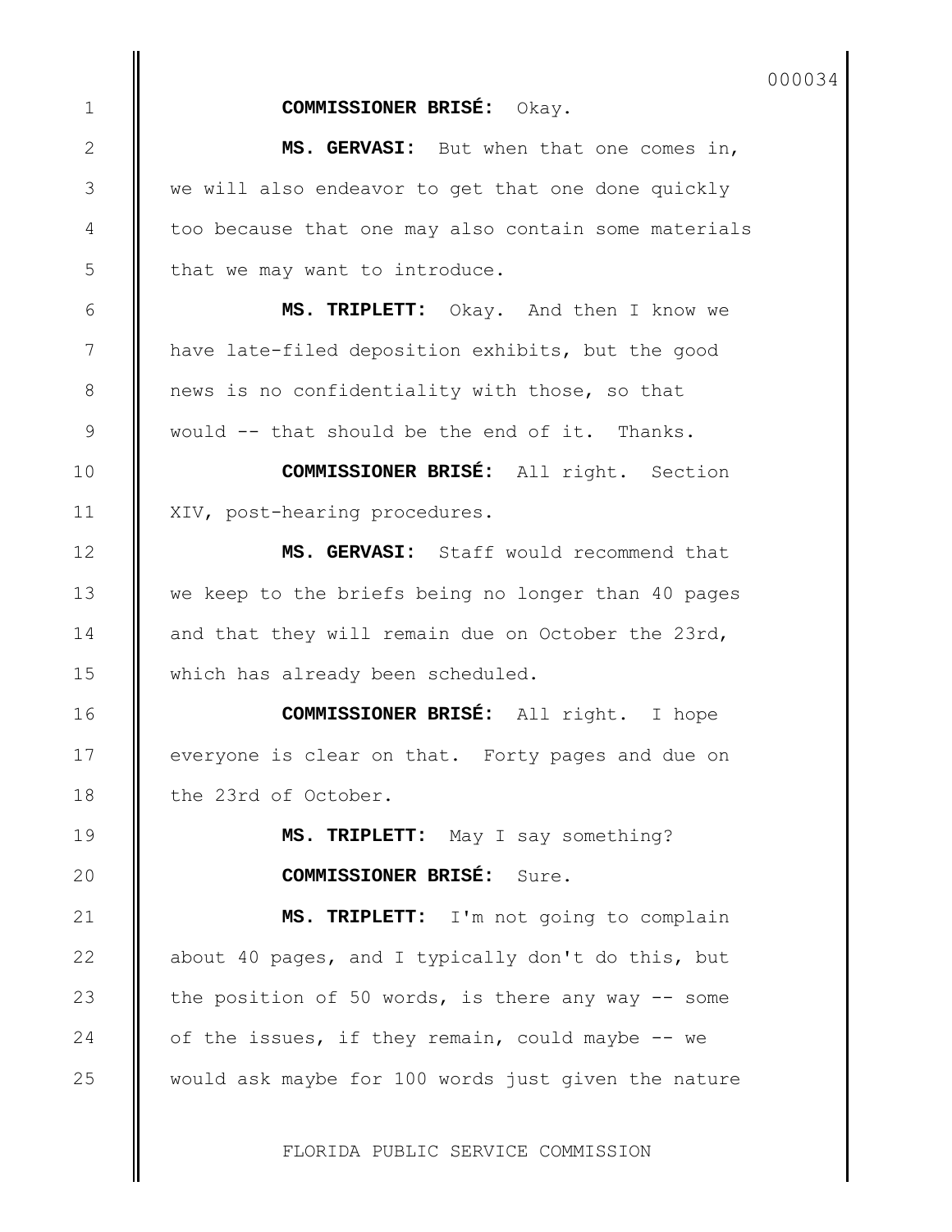**COMMISSIONER BRISÉ:** Okay.

**MS. GERVASI:** But when that one comes in, we will also endeavor to get that one done quickly too because that one may also contain some materials that we may want to introduce.

**MS. TRIPLETT:** Okay. And then I know we have late-filed deposition exhibits, but the good news is no confidentiality with those, so that would -- that should be the end of it. Thanks.

**COMMISSIONER BRISÉ:** All right. Section XIV, post-hearing procedures.

**MS. GERVASI:** Staff would recommend that we keep to the briefs being no longer than 40 pages and that they will remain due on October the 23rd, which has already been scheduled.

**COMMISSIONER BRISÉ:** All right. I hope everyone is clear on that. Forty pages and due on the 23rd of October.

**MS. TRIPLETT:** May I say something?

**COMMISSIONER BRISÉ:** Sure.

**MS. TRIPLETT:** I'm not going to complain about 40 pages, and I typically don't do this, but the position of 50 words, is there any way -- some of the issues, if they remain, could maybe -- we would ask maybe for 100 words just given the nature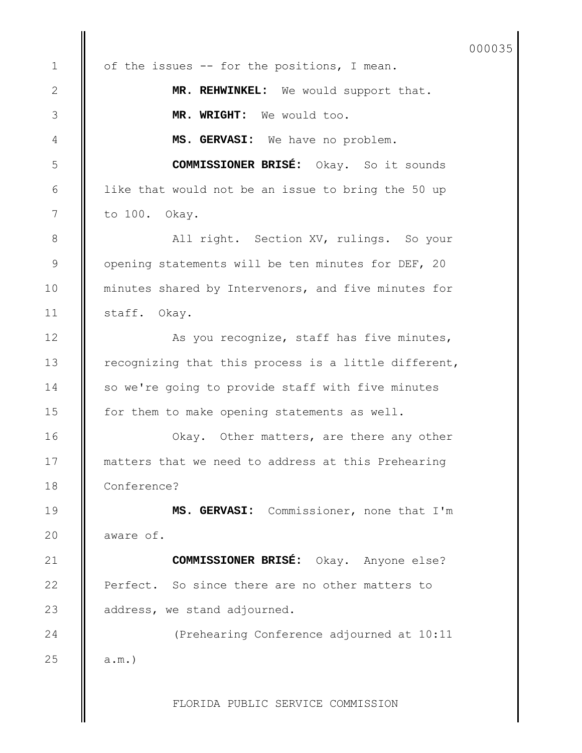of the issues -- for the positions, I mean.

**MR. REHWINKEL:** We would support that.

**MR. WRIGHT:** We would too.

**MS. GERVASI:** We have no problem.

**COMMISSIONER BRISÉ:** Okay. So it sounds like that would not be an issue to bring the 50 up to 100. Okay.

All right. Section XV, rulings. So your opening statements will be ten minutes for DEF, 20 minutes shared by Intervenors, and five minutes for staff. Okay.

As you recognize, staff has five minutes, recognizing that this process is a little different, so we're going to provide staff with five minutes for them to make opening statements as well.

Okay. Other matters, are there any other matters that we need to address at this Prehearing Conference?

**MS. GERVASI:** Commissioner, none that I'm aware of.

**COMMISSIONER BRISÉ:** Okay. Anyone else? Perfect. So since there are no other matters to address, we stand adjourned.

(Prehearing Conference adjourned at 10:11 a.m.)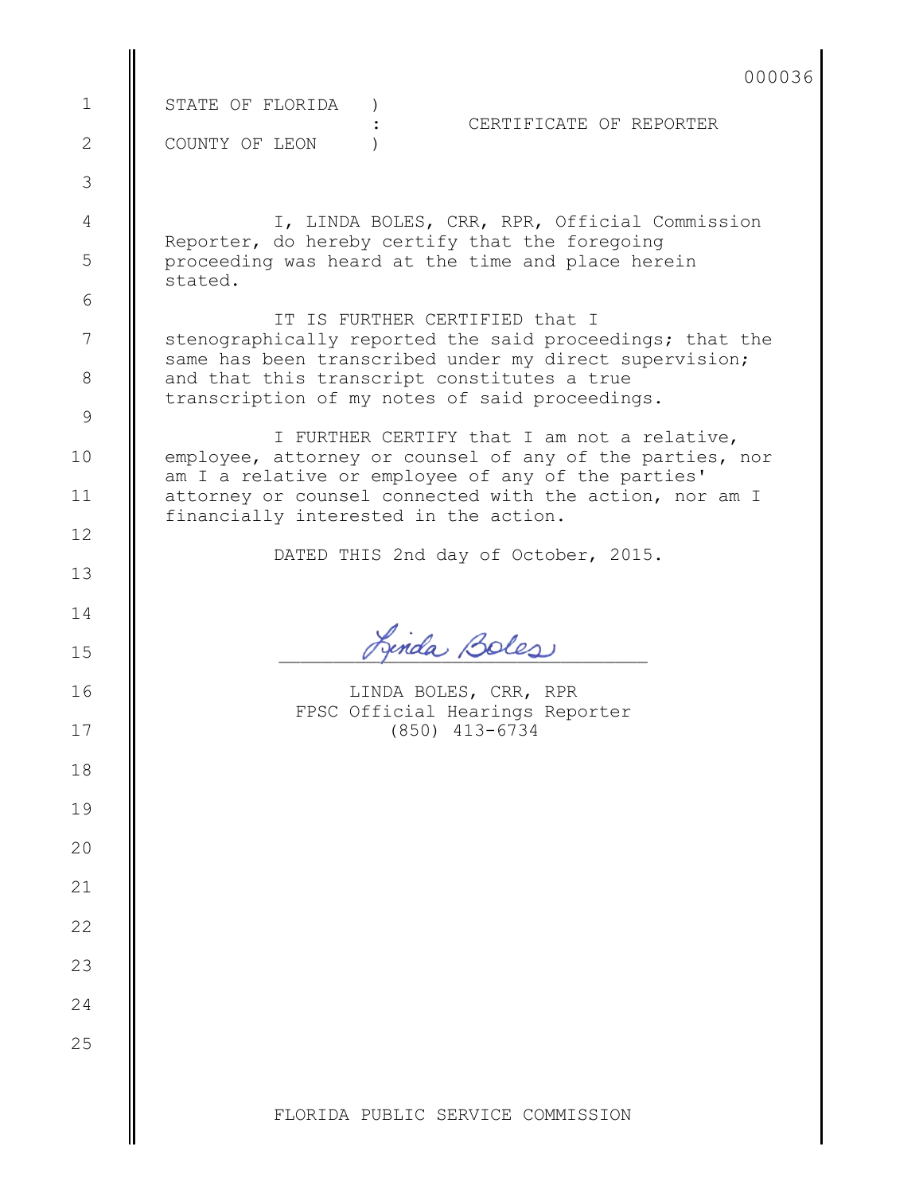STATE OF FLORIDA )
: CERTIFICATE OF REPORTER
COUNTY OF LEON )

I, LINDA BOLES, CRR, RPR, Official Commission Reporter, do hereby certify that the foregoing proceeding was heard at the time and place herein stated.

IT IS FURTHER CERTIFIED that I stenographically reported the said proceedings; that the same has been transcribed under my direct supervision; and that this transcript constitutes a true transcription of my notes of said proceedings.

I FURTHER CERTIFY that I am not a relative, employee, attorney or counsel of any of the parties, nor am I a relative or employee of any of the parties' attorney or counsel connected with the action, nor am I financially interested in the action.

DATED THIS 2nd day of October, 2015.

Linda Boles

LINDA BOLES, CRR, RPR
FPSC Official Hearings Reporter
(850) 413-6734